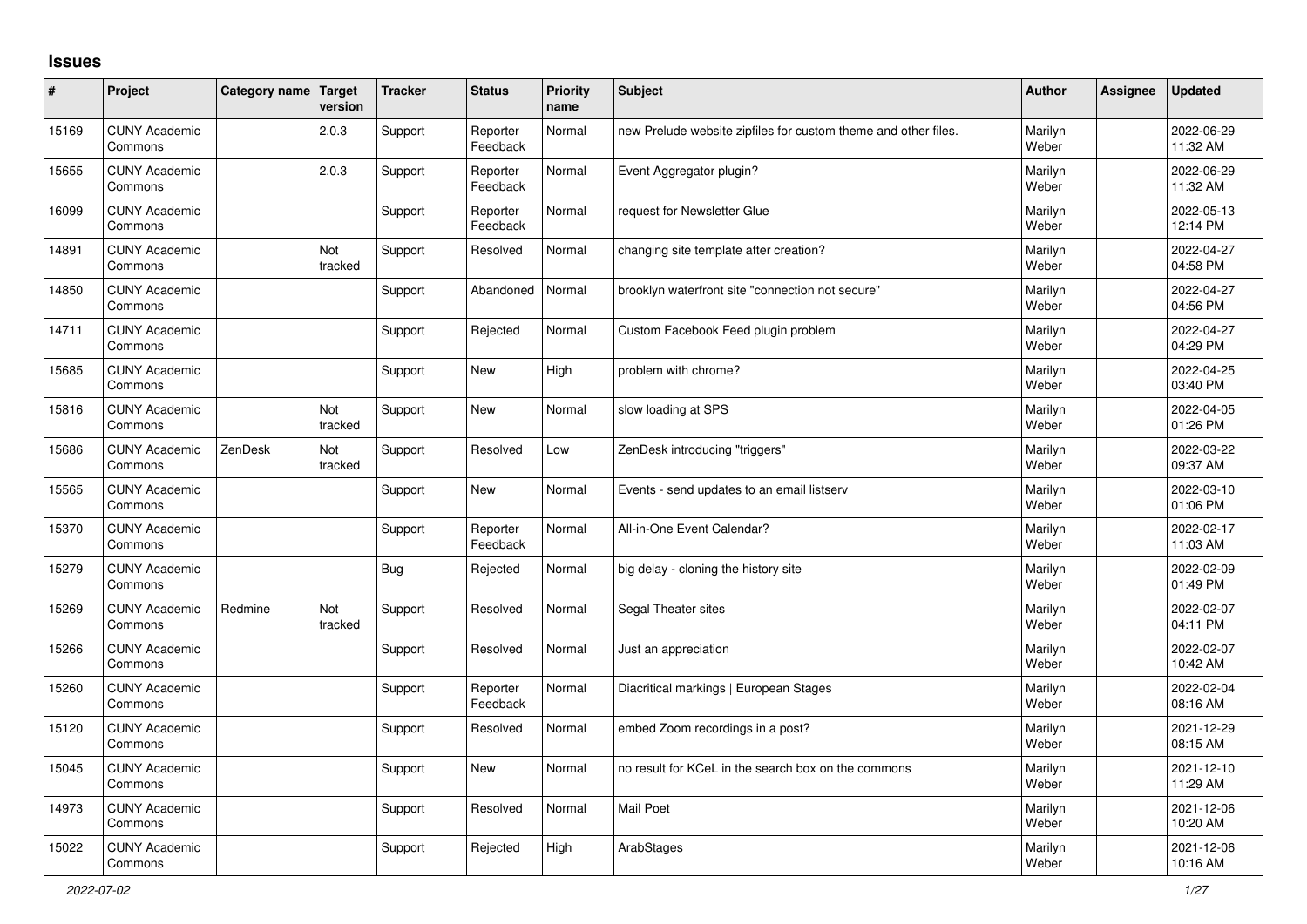## Issues

| # | Project | Category name | Target version | Tracker | Status | Priority name | Subject | Author | Assignee | Updated |
|---|---|---|---|---|---|---|---|---|---|---|
| 15169 | CUNY Academic Commons | | 2.0.3 | Support | Reporter Feedback | Normal | new Prelude website zipfiles for custom theme and other files. | Marilyn Weber | | 2022-06-29 11:32 AM |
| 15655 | CUNY Academic Commons | | 2.0.3 | Support | Reporter Feedback | Normal | Event Aggregator plugin? | Marilyn Weber | | 2022-06-29 11:32 AM |
| 16099 | CUNY Academic Commons | | | Support | Reporter Feedback | Normal | request for Newsletter Glue | Marilyn Weber | | 2022-05-13 12:14 PM |
| 14891 | CUNY Academic Commons | | Not tracked | Support | Resolved | Normal | changing site template after creation? | Marilyn Weber | | 2022-04-27 04:58 PM |
| 14850 | CUNY Academic Commons | | | Support | Abandoned | Normal | brooklyn waterfront site "connection not secure" | Marilyn Weber | | 2022-04-27 04:56 PM |
| 14711 | CUNY Academic Commons | | | Support | Rejected | Normal | Custom Facebook Feed plugin problem | Marilyn Weber | | 2022-04-27 04:29 PM |
| 15685 | CUNY Academic Commons | | | Support | New | High | problem with chrome? | Marilyn Weber | | 2022-04-25 03:40 PM |
| 15816 | CUNY Academic Commons | | Not tracked | Support | New | Normal | slow loading at SPS | Marilyn Weber | | 2022-04-05 01:26 PM |
| 15686 | CUNY Academic Commons | ZenDesk | Not tracked | Support | Resolved | Low | ZenDesk introducing "triggers" | Marilyn Weber | | 2022-03-22 09:37 AM |
| 15565 | CUNY Academic Commons | | | Support | New | Normal | Events - send updates to an email listserv | Marilyn Weber | | 2022-03-10 01:06 PM |
| 15370 | CUNY Academic Commons | | | Support | Reporter Feedback | Normal | All-in-One Event Calendar? | Marilyn Weber | | 2022-02-17 11:03 AM |
| 15279 | CUNY Academic Commons | | | Bug | Rejected | Normal | big delay - cloning the history site | Marilyn Weber | | 2022-02-09 01:49 PM |
| 15269 | CUNY Academic Commons | Redmine | Not tracked | Support | Resolved | Normal | Segal Theater sites | Marilyn Weber | | 2022-02-07 04:11 PM |
| 15266 | CUNY Academic Commons | | | Support | Resolved | Normal | Just an appreciation | Marilyn Weber | | 2022-02-07 10:42 AM |
| 15260 | CUNY Academic Commons | | | Support | Reporter Feedback | Normal | Diacritical markings \| European Stages | Marilyn Weber | | 2022-02-04 08:16 AM |
| 15120 | CUNY Academic Commons | | | Support | Resolved | Normal | embed Zoom recordings in a post? | Marilyn Weber | | 2021-12-29 08:15 AM |
| 15045 | CUNY Academic Commons | | | Support | New | Normal | no result for KCeL in the search box on the commons | Marilyn Weber | | 2021-12-10 11:29 AM |
| 14973 | CUNY Academic Commons | | | Support | Resolved | Normal | Mail Poet | Marilyn Weber | | 2021-12-06 10:20 AM |
| 15022 | CUNY Academic Commons | | | Support | Rejected | High | ArabStages | Marilyn Weber | | 2021-12-06 10:16 AM |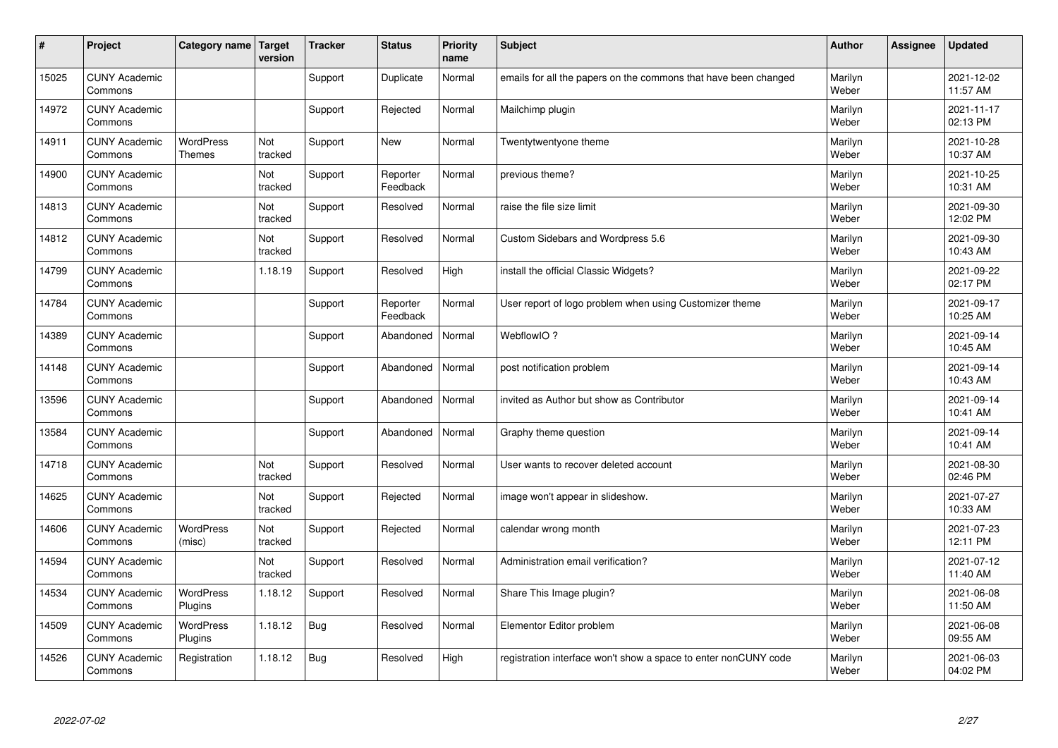| # | Project | Category name | Target version | Tracker | Status | Priority name | Subject | Author | Assignee | Updated |
|---|---|---|---|---|---|---|---|---|---|---|
| 15025 | CUNY Academic Commons | | | Support | Duplicate | Normal | emails for all the papers on the commons that have been changed | Marilyn Weber | | 2021-12-02 11:57 AM |
| 14972 | CUNY Academic Commons | | | Support | Rejected | Normal | Mailchimp plugin | Marilyn Weber | | 2021-11-17 02:13 PM |
| 14911 | CUNY Academic Commons | WordPress Themes | Not tracked | Support | New | Normal | Twentytwentyone theme | Marilyn Weber | | 2021-10-28 10:37 AM |
| 14900 | CUNY Academic Commons | | Not tracked | Support | Reporter Feedback | Normal | previous theme? | Marilyn Weber | | 2021-10-25 10:31 AM |
| 14813 | CUNY Academic Commons | | Not tracked | Support | Resolved | Normal | raise the file size limit | Marilyn Weber | | 2021-09-30 12:02 PM |
| 14812 | CUNY Academic Commons | | Not tracked | Support | Resolved | Normal | Custom Sidebars and Wordpress 5.6 | Marilyn Weber | | 2021-09-30 10:43 AM |
| 14799 | CUNY Academic Commons | | 1.18.19 | Support | Resolved | High | install the official Classic Widgets? | Marilyn Weber | | 2021-09-22 02:17 PM |
| 14784 | CUNY Academic Commons | | | Support | Reporter Feedback | Normal | User report of logo problem when using Customizer theme | Marilyn Weber | | 2021-09-17 10:25 AM |
| 14389 | CUNY Academic Commons | | | Support | Abandoned | Normal | WebflowIO ? | Marilyn Weber | | 2021-09-14 10:45 AM |
| 14148 | CUNY Academic Commons | | | Support | Abandoned | Normal | post notification problem | Marilyn Weber | | 2021-09-14 10:43 AM |
| 13596 | CUNY Academic Commons | | | Support | Abandoned | Normal | invited as Author but show as Contributor | Marilyn Weber | | 2021-09-14 10:41 AM |
| 13584 | CUNY Academic Commons | | | Support | Abandoned | Normal | Graphy theme question | Marilyn Weber | | 2021-09-14 10:41 AM |
| 14718 | CUNY Academic Commons | | Not tracked | Support | Resolved | Normal | User wants to recover deleted account | Marilyn Weber | | 2021-08-30 02:46 PM |
| 14625 | CUNY Academic Commons | | Not tracked | Support | Rejected | Normal | image won't appear in slideshow. | Marilyn Weber | | 2021-07-27 10:33 AM |
| 14606 | CUNY Academic Commons | WordPress (misc) | Not tracked | Support | Rejected | Normal | calendar wrong month | Marilyn Weber | | 2021-07-23 12:11 PM |
| 14594 | CUNY Academic Commons | | Not tracked | Support | Resolved | Normal | Administration email verification? | Marilyn Weber | | 2021-07-12 11:40 AM |
| 14534 | CUNY Academic Commons | WordPress Plugins | 1.18.12 | Support | Resolved | Normal | Share This Image plugin? | Marilyn Weber | | 2021-06-08 11:50 AM |
| 14509 | CUNY Academic Commons | WordPress Plugins | 1.18.12 | Bug | Resolved | Normal | Elementor Editor problem | Marilyn Weber | | 2021-06-08 09:55 AM |
| 14526 | CUNY Academic Commons | Registration | 1.18.12 | Bug | Resolved | High | registration interface won't show a space to enter nonCUNY code | Marilyn Weber | | 2021-06-03 04:02 PM |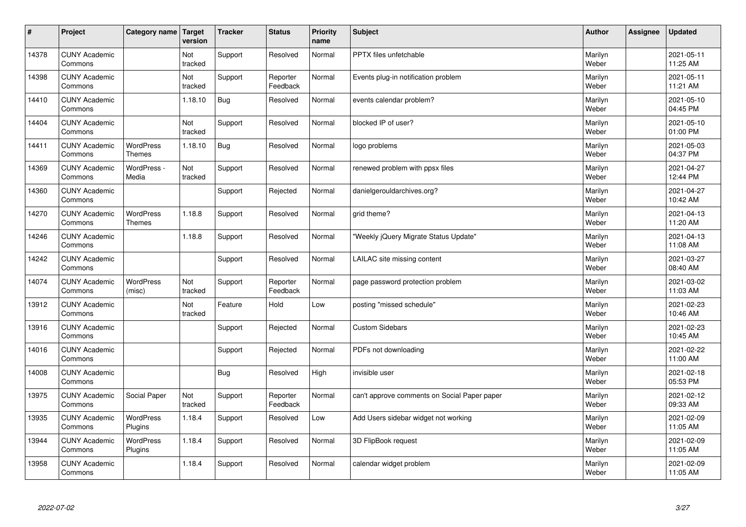| # | Project | Category name | Target version | Tracker | Status | Priority name | Subject | Author | Assignee | Updated |
|---|---|---|---|---|---|---|---|---|---|---|
| 14378 | CUNY Academic Commons | | Not tracked | Support | Resolved | Normal | PPTX files unfetchable | Marilyn Weber | | 2021-05-11 11:25 AM |
| 14398 | CUNY Academic Commons | | Not tracked | Support | Reporter Feedback | Normal | Events plug-in notification problem | Marilyn Weber | | 2021-05-11 11:21 AM |
| 14410 | CUNY Academic Commons | | 1.18.10 | Bug | Resolved | Normal | events calendar problem? | Marilyn Weber | | 2021-05-10 04:45 PM |
| 14404 | CUNY Academic Commons | | Not tracked | Support | Resolved | Normal | blocked IP of user? | Marilyn Weber | | 2021-05-10 01:00 PM |
| 14411 | CUNY Academic Commons | WordPress Themes | 1.18.10 | Bug | Resolved | Normal | logo problems | Marilyn Weber | | 2021-05-03 04:37 PM |
| 14369 | CUNY Academic Commons | WordPress - Media | Not tracked | Support | Resolved | Normal | renewed problem with ppsx files | Marilyn Weber | | 2021-04-27 12:44 PM |
| 14360 | CUNY Academic Commons | | | Support | Rejected | Normal | danielgerouldarchives.org? | Marilyn Weber | | 2021-04-27 10:42 AM |
| 14270 | CUNY Academic Commons | WordPress Themes | 1.18.8 | Support | Resolved | Normal | grid theme? | Marilyn Weber | | 2021-04-13 11:20 AM |
| 14246 | CUNY Academic Commons | | 1.18.8 | Support | Resolved | Normal | "Weekly jQuery Migrate Status Update" | Marilyn Weber | | 2021-04-13 11:08 AM |
| 14242 | CUNY Academic Commons | | | Support | Resolved | Normal | LAILAC site missing content | Marilyn Weber | | 2021-03-27 08:40 AM |
| 14074 | CUNY Academic Commons | WordPress (misc) | Not tracked | Support | Reporter Feedback | Normal | page password protection problem | Marilyn Weber | | 2021-03-02 11:03 AM |
| 13912 | CUNY Academic Commons | | Not tracked | Feature | Hold | Low | posting "missed schedule" | Marilyn Weber | | 2021-02-23 10:46 AM |
| 13916 | CUNY Academic Commons | | | Support | Rejected | Normal | Custom Sidebars | Marilyn Weber | | 2021-02-23 10:45 AM |
| 14016 | CUNY Academic Commons | | | Support | Rejected | Normal | PDFs not downloading | Marilyn Weber | | 2021-02-22 11:00 AM |
| 14008 | CUNY Academic Commons | | | Bug | Resolved | High | invisible user | Marilyn Weber | | 2021-02-18 05:53 PM |
| 13975 | CUNY Academic Commons | Social Paper | Not tracked | Support | Reporter Feedback | Normal | can't approve comments on Social Paper paper | Marilyn Weber | | 2021-02-12 09:33 AM |
| 13935 | CUNY Academic Commons | WordPress Plugins | 1.18.4 | Support | Resolved | Low | Add Users sidebar widget not working | Marilyn Weber | | 2021-02-09 11:05 AM |
| 13944 | CUNY Academic Commons | WordPress Plugins | 1.18.4 | Support | Resolved | Normal | 3D FlipBook request | Marilyn Weber | | 2021-02-09 11:05 AM |
| 13958 | CUNY Academic Commons | | 1.18.4 | Support | Resolved | Normal | calendar widget problem | Marilyn Weber | | 2021-02-09 11:05 AM |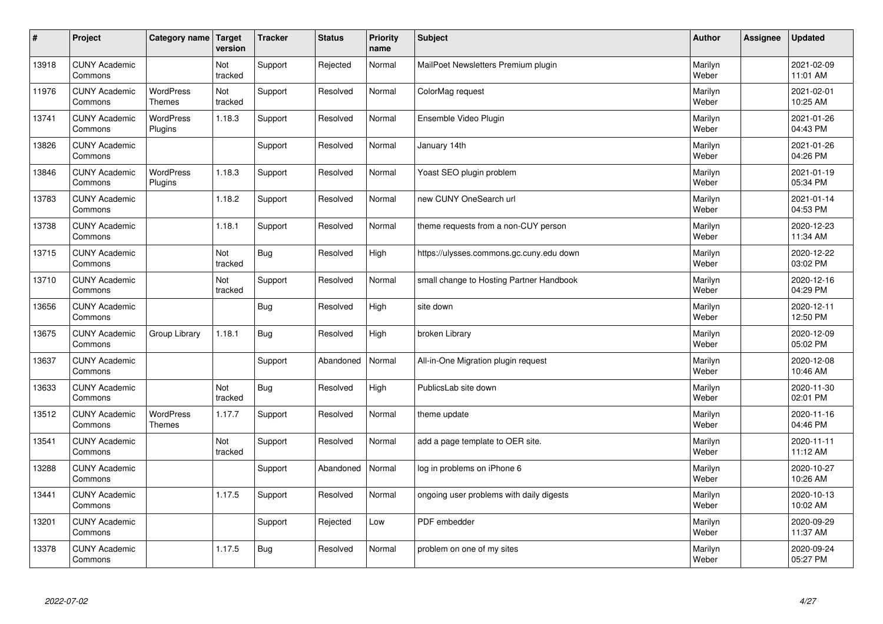| # | Project | Category name | Target version | Tracker | Status | Priority name | Subject | Author | Assignee | Updated |
|---|---|---|---|---|---|---|---|---|---|---|
| 13918 | CUNY Academic Commons | | Not tracked | Support | Rejected | Normal | MailPoet Newsletters Premium plugin | Marilyn Weber | | 2021-02-09 11:01 AM |
| 11976 | CUNY Academic Commons | WordPress Themes | Not tracked | Support | Resolved | Normal | ColorMag request | Marilyn Weber | | 2021-02-01 10:25 AM |
| 13741 | CUNY Academic Commons | WordPress Plugins | 1.18.3 | Support | Resolved | Normal | Ensemble Video Plugin | Marilyn Weber | | 2021-01-26 04:43 PM |
| 13826 | CUNY Academic Commons | | | Support | Resolved | Normal | January 14th | Marilyn Weber | | 2021-01-26 04:26 PM |
| 13846 | CUNY Academic Commons | WordPress Plugins | 1.18.3 | Support | Resolved | Normal | Yoast SEO plugin problem | Marilyn Weber | | 2021-01-19 05:34 PM |
| 13783 | CUNY Academic Commons | | 1.18.2 | Support | Resolved | Normal | new CUNY OneSearch url | Marilyn Weber | | 2021-01-14 04:53 PM |
| 13738 | CUNY Academic Commons | | 1.18.1 | Support | Resolved | Normal | theme requests from a non-CUY person | Marilyn Weber | | 2020-12-23 11:34 AM |
| 13715 | CUNY Academic Commons | | Not tracked | Bug | Resolved | High | https://ulysses.commons.gc.cuny.edu down | Marilyn Weber | | 2020-12-22 03:02 PM |
| 13710 | CUNY Academic Commons | | Not tracked | Support | Resolved | Normal | small change to Hosting Partner Handbook | Marilyn Weber | | 2020-12-16 04:29 PM |
| 13656 | CUNY Academic Commons | | | Bug | Resolved | High | site down | Marilyn Weber | | 2020-12-11 12:50 PM |
| 13675 | CUNY Academic Commons | Group Library | 1.18.1 | Bug | Resolved | High | broken Library | Marilyn Weber | | 2020-12-09 05:02 PM |
| 13637 | CUNY Academic Commons | | | Support | Abandoned | Normal | All-in-One Migration plugin request | Marilyn Weber | | 2020-12-08 10:46 AM |
| 13633 | CUNY Academic Commons | | Not tracked | Bug | Resolved | High | PublicsLab site down | Marilyn Weber | | 2020-11-30 02:01 PM |
| 13512 | CUNY Academic Commons | WordPress Themes | 1.17.7 | Support | Resolved | Normal | theme update | Marilyn Weber | | 2020-11-16 04:46 PM |
| 13541 | CUNY Academic Commons | | Not tracked | Support | Resolved | Normal | add a page template to OER site. | Marilyn Weber | | 2020-11-11 11:12 AM |
| 13288 | CUNY Academic Commons | | | Support | Abandoned | Normal | log in problems on iPhone 6 | Marilyn Weber | | 2020-10-27 10:26 AM |
| 13441 | CUNY Academic Commons | | 1.17.5 | Support | Resolved | Normal | ongoing user problems with daily digests | Marilyn Weber | | 2020-10-13 10:02 AM |
| 13201 | CUNY Academic Commons | | | Support | Rejected | Low | PDF embedder | Marilyn Weber | | 2020-09-29 11:37 AM |
| 13378 | CUNY Academic Commons | | 1.17.5 | Bug | Resolved | Normal | problem on one of my sites | Marilyn Weber | | 2020-09-24 05:27 PM |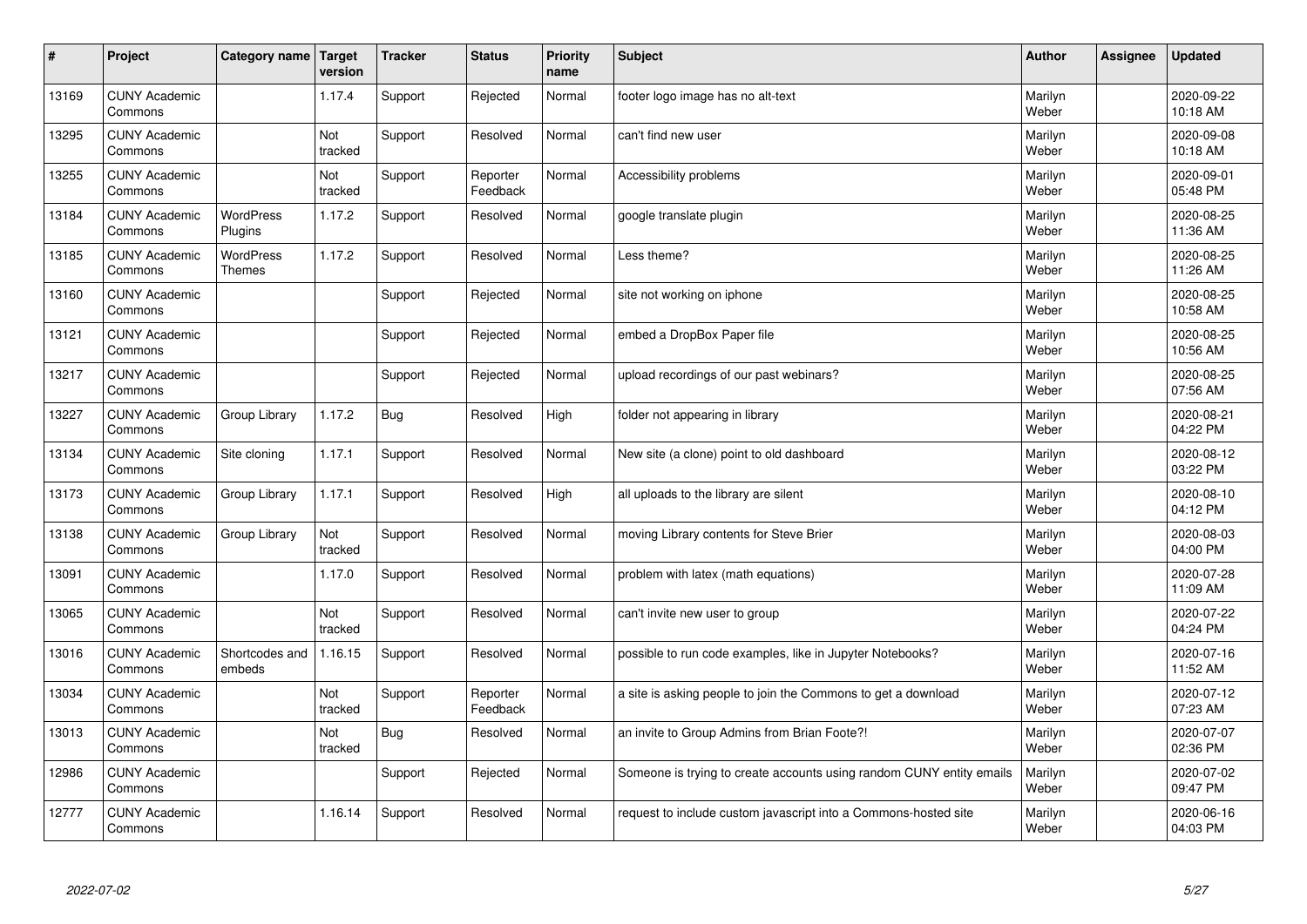| # | Project | Category name | Target version | Tracker | Status | Priority name | Subject | Author | Assignee | Updated |
|---|---|---|---|---|---|---|---|---|---|---|
| 13169 | CUNY Academic Commons | | 1.17.4 | Support | Rejected | Normal | footer logo image has no alt-text | Marilyn Weber | | 2020-09-22 10:18 AM |
| 13295 | CUNY Academic Commons | | Not tracked | Support | Resolved | Normal | can't find new user | Marilyn Weber | | 2020-09-08 10:18 AM |
| 13255 | CUNY Academic Commons | | Not tracked | Support | Reporter Feedback | Normal | Accessibility problems | Marilyn Weber | | 2020-09-01 05:48 PM |
| 13184 | CUNY Academic Commons | WordPress Plugins | 1.17.2 | Support | Resolved | Normal | google translate plugin | Marilyn Weber | | 2020-08-25 11:36 AM |
| 13185 | CUNY Academic Commons | WordPress Themes | 1.17.2 | Support | Resolved | Normal | Less theme? | Marilyn Weber | | 2020-08-25 11:26 AM |
| 13160 | CUNY Academic Commons | | | Support | Rejected | Normal | site not working on iphone | Marilyn Weber | | 2020-08-25 10:58 AM |
| 13121 | CUNY Academic Commons | | | Support | Rejected | Normal | embed a DropBox Paper file | Marilyn Weber | | 2020-08-25 10:56 AM |
| 13217 | CUNY Academic Commons | | | Support | Rejected | Normal | upload recordings of our past webinars? | Marilyn Weber | | 2020-08-25 07:56 AM |
| 13227 | CUNY Academic Commons | Group Library | 1.17.2 | Bug | Resolved | High | folder not appearing in library | Marilyn Weber | | 2020-08-21 04:22 PM |
| 13134 | CUNY Academic Commons | Site cloning | 1.17.1 | Support | Resolved | Normal | New site (a clone) point to old dashboard | Marilyn Weber | | 2020-08-12 03:22 PM |
| 13173 | CUNY Academic Commons | Group Library | 1.17.1 | Support | Resolved | High | all uploads to the library are silent | Marilyn Weber | | 2020-08-10 04:12 PM |
| 13138 | CUNY Academic Commons | Group Library | Not tracked | Support | Resolved | Normal | moving Library contents for Steve Brier | Marilyn Weber | | 2020-08-03 04:00 PM |
| 13091 | CUNY Academic Commons | | 1.17.0 | Support | Resolved | Normal | problem with latex (math equations) | Marilyn Weber | | 2020-07-28 11:09 AM |
| 13065 | CUNY Academic Commons | | Not tracked | Support | Resolved | Normal | can't invite new user to group | Marilyn Weber | | 2020-07-22 04:24 PM |
| 13016 | CUNY Academic Commons | Shortcodes and embeds | 1.16.15 | Support | Resolved | Normal | possible to run code examples, like in Jupyter Notebooks? | Marilyn Weber | | 2020-07-16 11:52 AM |
| 13034 | CUNY Academic Commons | | Not tracked | Support | Reporter Feedback | Normal | a site is asking people to join the Commons to get a download | Marilyn Weber | | 2020-07-12 07:23 AM |
| 13013 | CUNY Academic Commons | | Not tracked | Bug | Resolved | Normal | an invite to Group Admins from Brian Foote?! | Marilyn Weber | | 2020-07-07 02:36 PM |
| 12986 | CUNY Academic Commons | | | Support | Rejected | Normal | Someone is trying to create accounts using random CUNY entity emails | Marilyn Weber | | 2020-07-02 09:47 PM |
| 12777 | CUNY Academic Commons | | 1.16.14 | Support | Resolved | Normal | request to include custom javascript into a Commons-hosted site | Marilyn Weber | | 2020-06-16 04:03 PM |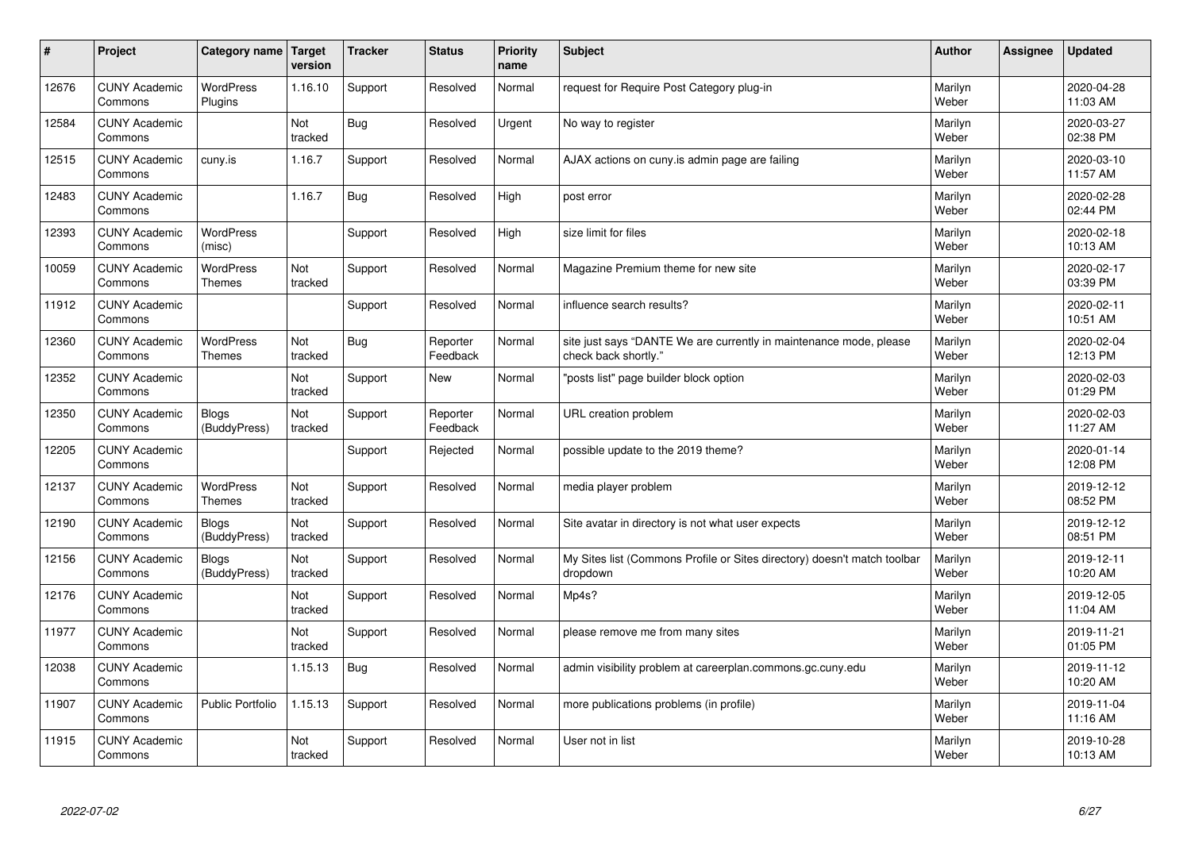| # | Project | Category name | Target version | Tracker | Status | Priority name | Subject | Author | Assignee | Updated |
|---|---|---|---|---|---|---|---|---|---|---|
| 12676 | CUNY Academic Commons | WordPress Plugins | 1.16.10 | Support | Resolved | Normal | request for Require Post Category plug-in | Marilyn Weber | | 2020-04-28 11:03 AM |
| 12584 | CUNY Academic Commons | | Not tracked | Bug | Resolved | Urgent | No way to register | Marilyn Weber | | 2020-03-27 02:38 PM |
| 12515 | CUNY Academic Commons | cuny.is | 1.16.7 | Support | Resolved | Normal | AJAX actions on cuny.is admin page are failing | Marilyn Weber | | 2020-03-10 11:57 AM |
| 12483 | CUNY Academic Commons | | 1.16.7 | Bug | Resolved | High | post error | Marilyn Weber | | 2020-02-28 02:44 PM |
| 12393 | CUNY Academic Commons | WordPress (misc) | | Support | Resolved | High | size limit for files | Marilyn Weber | | 2020-02-18 10:13 AM |
| 10059 | CUNY Academic Commons | WordPress Themes | Not tracked | Support | Resolved | Normal | Magazine Premium theme for new site | Marilyn Weber | | 2020-02-17 03:39 PM |
| 11912 | CUNY Academic Commons | | | Support | Resolved | Normal | influence search results? | Marilyn Weber | | 2020-02-11 10:51 AM |
| 12360 | CUNY Academic Commons | WordPress Themes | Not tracked | Bug | Reporter Feedback | Normal | site just says "DANTE We are currently in maintenance mode, please check back shortly." | Marilyn Weber | | 2020-02-04 12:13 PM |
| 12352 | CUNY Academic Commons | | Not tracked | Support | New | Normal | "posts list" page builder block option | Marilyn Weber | | 2020-02-03 01:29 PM |
| 12350 | CUNY Academic Commons | Blogs (BuddyPress) | Not tracked | Support | Reporter Feedback | Normal | URL creation problem | Marilyn Weber | | 2020-02-03 11:27 AM |
| 12205 | CUNY Academic Commons | | | Support | Rejected | Normal | possible update to the 2019 theme? | Marilyn Weber | | 2020-01-14 12:08 PM |
| 12137 | CUNY Academic Commons | WordPress Themes | Not tracked | Support | Resolved | Normal | media player problem | Marilyn Weber | | 2019-12-12 08:52 PM |
| 12190 | CUNY Academic Commons | Blogs (BuddyPress) | Not tracked | Support | Resolved | Normal | Site avatar in directory is not what user expects | Marilyn Weber | | 2019-12-12 08:51 PM |
| 12156 | CUNY Academic Commons | Blogs (BuddyPress) | Not tracked | Support | Resolved | Normal | My Sites list (Commons Profile or Sites directory) doesn't match toolbar dropdown | Marilyn Weber | | 2019-12-11 10:20 AM |
| 12176 | CUNY Academic Commons | | Not tracked | Support | Resolved | Normal | Mp4s? | Marilyn Weber | | 2019-12-05 11:04 AM |
| 11977 | CUNY Academic Commons | | Not tracked | Support | Resolved | Normal | please remove me from many sites | Marilyn Weber | | 2019-11-21 01:05 PM |
| 12038 | CUNY Academic Commons | | 1.15.13 | Bug | Resolved | Normal | admin visibility problem at careerplan.commons.gc.cuny.edu | Marilyn Weber | | 2019-11-12 10:20 AM |
| 11907 | CUNY Academic Commons | Public Portfolio | 1.15.13 | Support | Resolved | Normal | more publications problems (in profile) | Marilyn Weber | | 2019-11-04 11:16 AM |
| 11915 | CUNY Academic Commons | | Not tracked | Support | Resolved | Normal | User not in list | Marilyn Weber | | 2019-10-28 10:13 AM |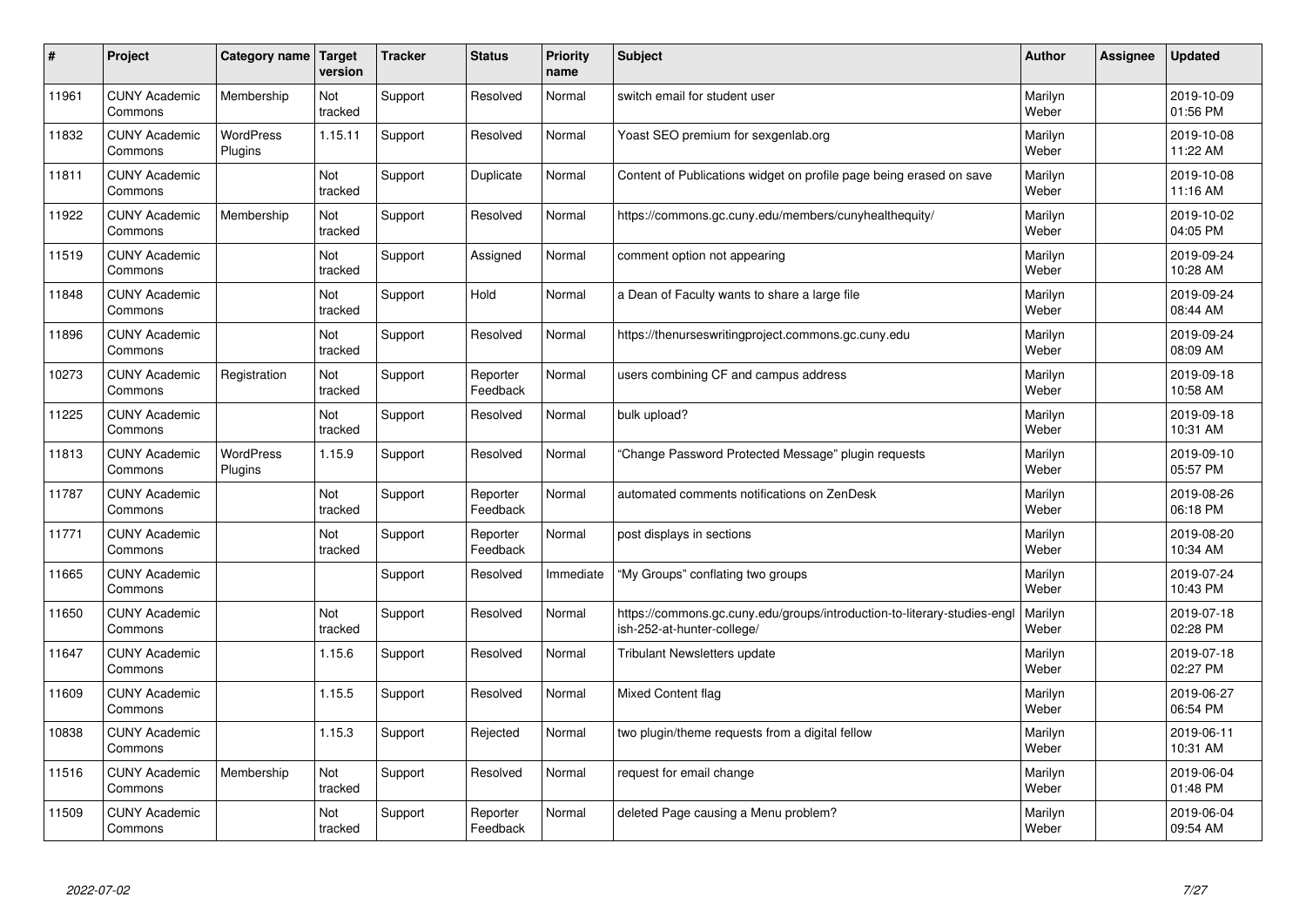| # | Project | Category name | Target version | Tracker | Status | Priority name | Subject | Author | Assignee | Updated |
|---|---|---|---|---|---|---|---|---|---|---|
| 11961 | CUNY Academic Commons | Membership | Not tracked | Support | Resolved | Normal | switch email for student user | Marilyn Weber | | 2019-10-09 01:56 PM |
| 11832 | CUNY Academic Commons | WordPress Plugins | 1.15.11 | Support | Resolved | Normal | Yoast SEO premium for sexgenlab.org | Marilyn Weber | | 2019-10-08 11:22 AM |
| 11811 | CUNY Academic Commons | | Not tracked | Support | Duplicate | Normal | Content of Publications widget on profile page being erased on save | Marilyn Weber | | 2019-10-08 11:16 AM |
| 11922 | CUNY Academic Commons | Membership | Not tracked | Support | Resolved | Normal | https://commons.gc.cuny.edu/members/cunyhealthequity/ | Marilyn Weber | | 2019-10-02 04:05 PM |
| 11519 | CUNY Academic Commons | | Not tracked | Support | Assigned | Normal | comment option not appearing | Marilyn Weber | | 2019-09-24 10:28 AM |
| 11848 | CUNY Academic Commons | | Not tracked | Support | Hold | Normal | a Dean of Faculty wants to share a large file | Marilyn Weber | | 2019-09-24 08:44 AM |
| 11896 | CUNY Academic Commons | | Not tracked | Support | Resolved | Normal | https://thenurseswritingproject.commons.gc.cuny.edu | Marilyn Weber | | 2019-09-24 08:09 AM |
| 10273 | CUNY Academic Commons | Registration | Not tracked | Support | Reporter Feedback | Normal | users combining CF and campus address | Marilyn Weber | | 2019-09-18 10:58 AM |
| 11225 | CUNY Academic Commons | | Not tracked | Support | Resolved | Normal | bulk upload? | Marilyn Weber | | 2019-09-18 10:31 AM |
| 11813 | CUNY Academic Commons | WordPress Plugins | 1.15.9 | Support | Resolved | Normal | "Change Password Protected Message" plugin requests | Marilyn Weber | | 2019-09-10 05:57 PM |
| 11787 | CUNY Academic Commons | | Not tracked | Support | Reporter Feedback | Normal | automated comments notifications on ZenDesk | Marilyn Weber | | 2019-08-26 06:18 PM |
| 11771 | CUNY Academic Commons | | Not tracked | Support | Reporter Feedback | Normal | post displays in sections | Marilyn Weber | | 2019-08-20 10:34 AM |
| 11665 | CUNY Academic Commons | | | Support | Resolved | Immediate | "My Groups" conflating two groups | Marilyn Weber | | 2019-07-24 10:43 PM |
| 11650 | CUNY Academic Commons | | Not tracked | Support | Resolved | Normal | https://commons.gc.cuny.edu/groups/introduction-to-literary-studies-english-252-at-hunter-college/ | Marilyn Weber | | 2019-07-18 02:28 PM |
| 11647 | CUNY Academic Commons | | 1.15.6 | Support | Resolved | Normal | Tribulant Newsletters update | Marilyn Weber | | 2019-07-18 02:27 PM |
| 11609 | CUNY Academic Commons | | 1.15.5 | Support | Resolved | Normal | Mixed Content flag | Marilyn Weber | | 2019-06-27 06:54 PM |
| 10838 | CUNY Academic Commons | | 1.15.3 | Support | Rejected | Normal | two plugin/theme requests from a digital fellow | Marilyn Weber | | 2019-06-11 10:31 AM |
| 11516 | CUNY Academic Commons | Membership | Not tracked | Support | Resolved | Normal | request for email change | Marilyn Weber | | 2019-06-04 01:48 PM |
| 11509 | CUNY Academic Commons | | Not tracked | Support | Reporter Feedback | Normal | deleted Page causing a Menu problem? | Marilyn Weber | | 2019-06-04 09:54 AM |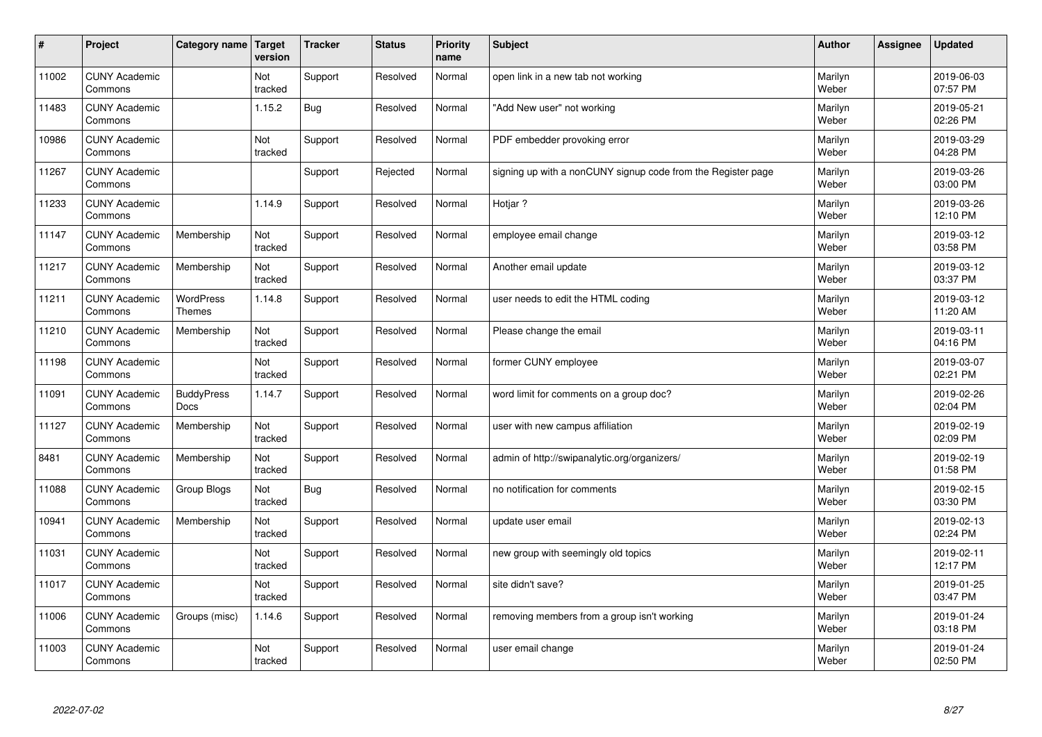| # | Project | Category name | Target version | Tracker | Status | Priority name | Subject | Author | Assignee | Updated |
| --- | --- | --- | --- | --- | --- | --- | --- | --- | --- | --- |
| 11002 | CUNY Academic Commons | | Not tracked | Support | Resolved | Normal | open link in a new tab not working | Marilyn Weber | | 2019-06-03 07:57 PM |
| 11483 | CUNY Academic Commons | | 1.15.2 | Bug | Resolved | Normal | "Add New user" not working | Marilyn Weber | | 2019-05-21 02:26 PM |
| 10986 | CUNY Academic Commons | | Not tracked | Support | Resolved | Normal | PDF embedder provoking error | Marilyn Weber | | 2019-03-29 04:28 PM |
| 11267 | CUNY Academic Commons | | | Support | Rejected | Normal | signing up with a nonCUNY signup code from the Register page | Marilyn Weber | | 2019-03-26 03:00 PM |
| 11233 | CUNY Academic Commons | | 1.14.9 | Support | Resolved | Normal | Hotjar ? | Marilyn Weber | | 2019-03-26 12:10 PM |
| 11147 | CUNY Academic Commons | Membership | Not tracked | Support | Resolved | Normal | employee email change | Marilyn Weber | | 2019-03-12 03:58 PM |
| 11217 | CUNY Academic Commons | Membership | Not tracked | Support | Resolved | Normal | Another email update | Marilyn Weber | | 2019-03-12 03:37 PM |
| 11211 | CUNY Academic Commons | WordPress Themes | 1.14.8 | Support | Resolved | Normal | user needs to edit the HTML coding | Marilyn Weber | | 2019-03-12 11:20 AM |
| 11210 | CUNY Academic Commons | Membership | Not tracked | Support | Resolved | Normal | Please change the email | Marilyn Weber | | 2019-03-11 04:16 PM |
| 11198 | CUNY Academic Commons | | Not tracked | Support | Resolved | Normal | former CUNY employee | Marilyn Weber | | 2019-03-07 02:21 PM |
| 11091 | CUNY Academic Commons | BuddyPress Docs | 1.14.7 | Support | Resolved | Normal | word limit for comments on a group doc? | Marilyn Weber | | 2019-02-26 02:04 PM |
| 11127 | CUNY Academic Commons | Membership | Not tracked | Support | Resolved | Normal | user with new campus affiliation | Marilyn Weber | | 2019-02-19 02:09 PM |
| 8481 | CUNY Academic Commons | Membership | Not tracked | Support | Resolved | Normal | admin of http://swipanalytic.org/organizers/ | Marilyn Weber | | 2019-02-19 01:58 PM |
| 11088 | CUNY Academic Commons | Group Blogs | Not tracked | Bug | Resolved | Normal | no notification for comments | Marilyn Weber | | 2019-02-15 03:30 PM |
| 10941 | CUNY Academic Commons | Membership | Not tracked | Support | Resolved | Normal | update user email | Marilyn Weber | | 2019-02-13 02:24 PM |
| 11031 | CUNY Academic Commons | | Not tracked | Support | Resolved | Normal | new group with seemingly old topics | Marilyn Weber | | 2019-02-11 12:17 PM |
| 11017 | CUNY Academic Commons | | Not tracked | Support | Resolved | Normal | site didn't save? | Marilyn Weber | | 2019-01-25 03:47 PM |
| 11006 | CUNY Academic Commons | Groups (misc) | 1.14.6 | Support | Resolved | Normal | removing members from a group isn't working | Marilyn Weber | | 2019-01-24 03:18 PM |
| 11003 | CUNY Academic Commons | | Not tracked | Support | Resolved | Normal | user email change | Marilyn Weber | | 2019-01-24 02:50 PM |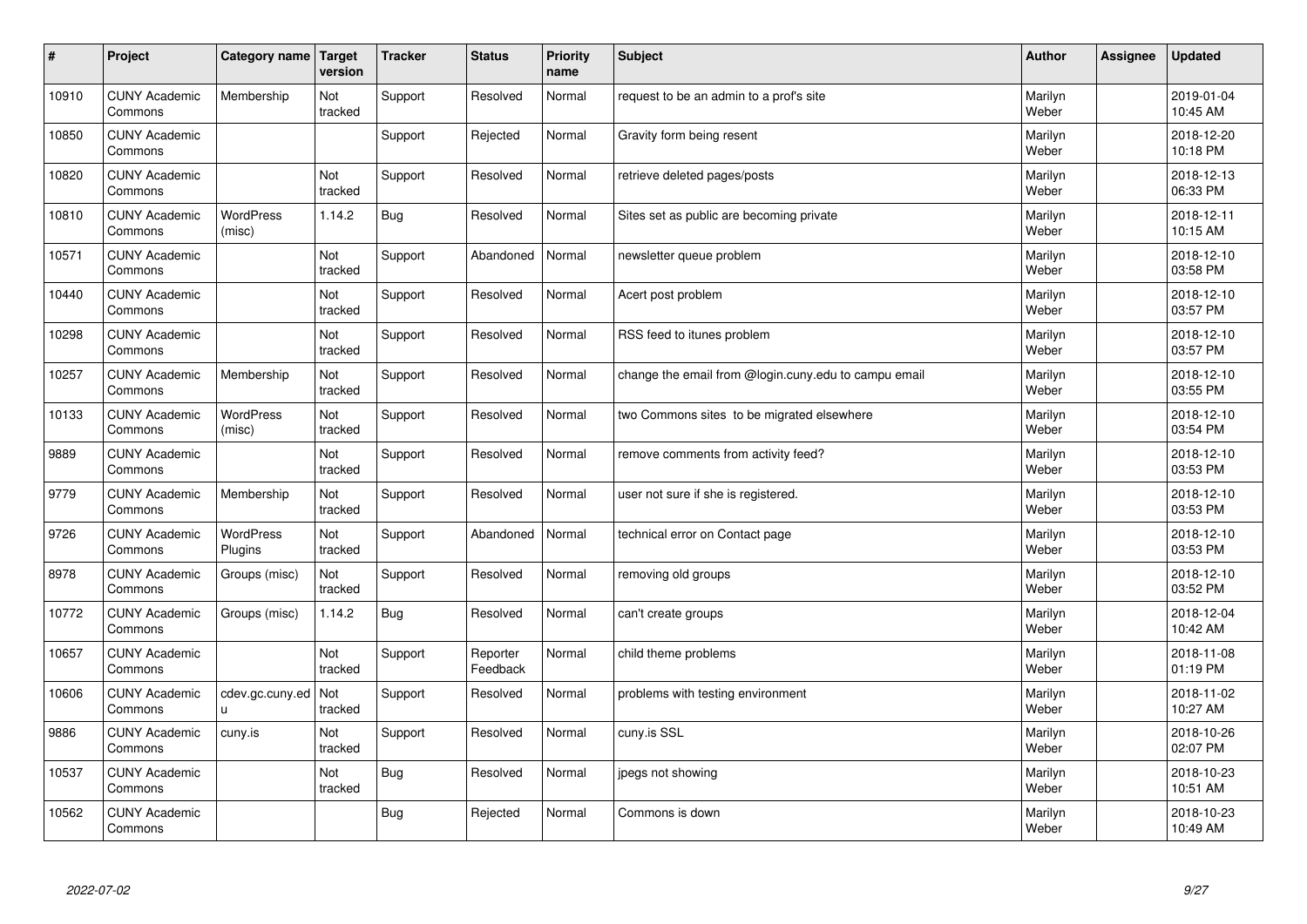| # | Project | Category name | Target version | Tracker | Status | Priority name | Subject | Author | Assignee | Updated |
|---|---|---|---|---|---|---|---|---|---|---|
| 10910 | CUNY Academic Commons | Membership | Not tracked | Support | Resolved | Normal | request to be an admin to a prof's site | Marilyn Weber | | 2019-01-04 10:45 AM |
| 10850 | CUNY Academic Commons | | | Support | Rejected | Normal | Gravity form being resent | Marilyn Weber | | 2018-12-20 10:18 PM |
| 10820 | CUNY Academic Commons | | Not tracked | Support | Resolved | Normal | retrieve deleted pages/posts | Marilyn Weber | | 2018-12-13 06:33 PM |
| 10810 | CUNY Academic Commons | WordPress (misc) | 1.14.2 | Bug | Resolved | Normal | Sites set as public are becoming private | Marilyn Weber | | 2018-12-11 10:15 AM |
| 10571 | CUNY Academic Commons | | Not tracked | Support | Abandoned | Normal | newsletter queue problem | Marilyn Weber | | 2018-12-10 03:58 PM |
| 10440 | CUNY Academic Commons | | Not tracked | Support | Resolved | Normal | Acert post problem | Marilyn Weber | | 2018-12-10 03:57 PM |
| 10298 | CUNY Academic Commons | | Not tracked | Support | Resolved | Normal | RSS feed to itunes problem | Marilyn Weber | | 2018-12-10 03:57 PM |
| 10257 | CUNY Academic Commons | Membership | Not tracked | Support | Resolved | Normal | change the email from @login.cuny.edu to campu email | Marilyn Weber | | 2018-12-10 03:55 PM |
| 10133 | CUNY Academic Commons | WordPress (misc) | Not tracked | Support | Resolved | Normal | two Commons sites to be migrated elsewhere | Marilyn Weber | | 2018-12-10 03:54 PM |
| 9889 | CUNY Academic Commons | | Not tracked | Support | Resolved | Normal | remove comments from activity feed? | Marilyn Weber | | 2018-12-10 03:53 PM |
| 9779 | CUNY Academic Commons | Membership | Not tracked | Support | Resolved | Normal | user not sure if she is registered. | Marilyn Weber | | 2018-12-10 03:53 PM |
| 9726 | CUNY Academic Commons | WordPress Plugins | Not tracked | Support | Abandoned | Normal | technical error on Contact page | Marilyn Weber | | 2018-12-10 03:53 PM |
| 8978 | CUNY Academic Commons | Groups (misc) | Not tracked | Support | Resolved | Normal | removing old groups | Marilyn Weber | | 2018-12-10 03:52 PM |
| 10772 | CUNY Academic Commons | Groups (misc) | 1.14.2 | Bug | Resolved | Normal | can't create groups | Marilyn Weber | | 2018-12-04 10:42 AM |
| 10657 | CUNY Academic Commons | | Not tracked | Support | Reporter Feedback | Normal | child theme problems | Marilyn Weber | | 2018-11-08 01:19 PM |
| 10606 | CUNY Academic Commons | cdev.gc.cuny.edu | Not tracked | Support | Resolved | Normal | problems with testing environment | Marilyn Weber | | 2018-11-02 10:27 AM |
| 9886 | CUNY Academic Commons | cuny.is | Not tracked | Support | Resolved | Normal | cuny.is SSL | Marilyn Weber | | 2018-10-26 02:07 PM |
| 10537 | CUNY Academic Commons | | Not tracked | Bug | Resolved | Normal | jpegs not showing | Marilyn Weber | | 2018-10-23 10:51 AM |
| 10562 | CUNY Academic Commons | | | Bug | Rejected | Normal | Commons is down | Marilyn Weber | | 2018-10-23 10:49 AM |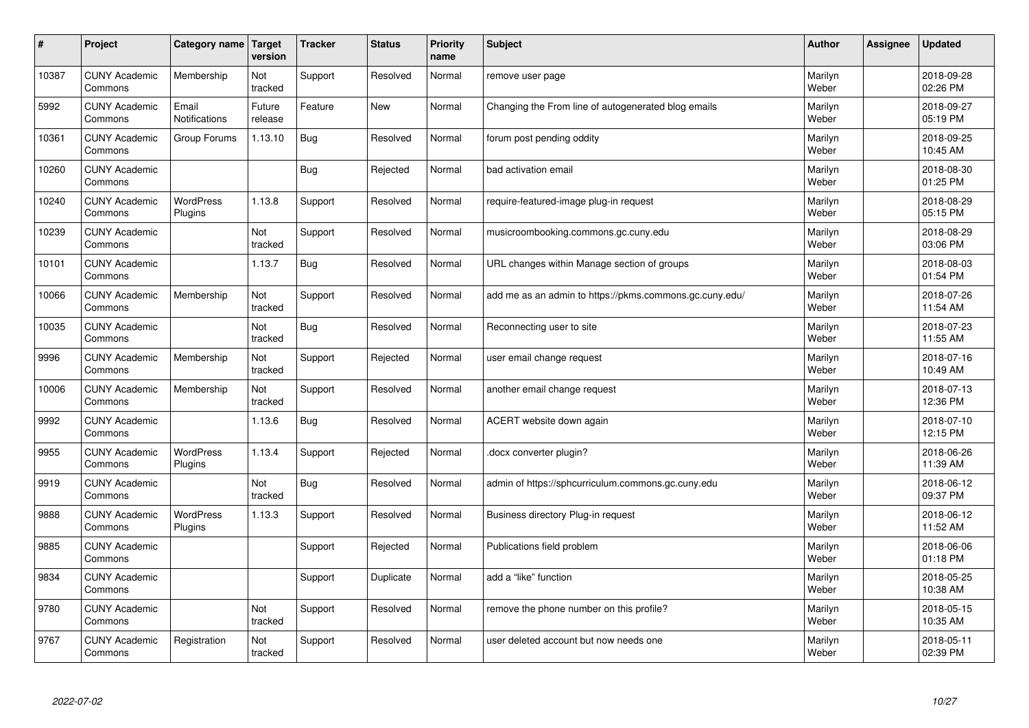| # | Project | Category name | Target version | Tracker | Status | Priority name | Subject | Author | Assignee | Updated |
|---|---|---|---|---|---|---|---|---|---|---|
| 10387 | CUNY Academic Commons | Membership | Not tracked | Support | Resolved | Normal | remove user page | Marilyn Weber | | 2018-09-28 02:26 PM |
| 5992 | CUNY Academic Commons | Email Notifications | Future release | Feature | New | Normal | Changing the From line of autogenerated blog emails | Marilyn Weber | | 2018-09-27 05:19 PM |
| 10361 | CUNY Academic Commons | Group Forums | 1.13.10 | Bug | Resolved | Normal | forum post pending oddity | Marilyn Weber | | 2018-09-25 10:45 AM |
| 10260 | CUNY Academic Commons | | | Bug | Rejected | Normal | bad activation email | Marilyn Weber | | 2018-08-30 01:25 PM |
| 10240 | CUNY Academic Commons | WordPress Plugins | 1.13.8 | Support | Resolved | Normal | require-featured-image plug-in request | Marilyn Weber | | 2018-08-29 05:15 PM |
| 10239 | CUNY Academic Commons | | Not tracked | Support | Resolved | Normal | musicroombooking.commons.gc.cuny.edu | Marilyn Weber | | 2018-08-29 03:06 PM |
| 10101 | CUNY Academic Commons | | 1.13.7 | Bug | Resolved | Normal | URL changes within Manage section of groups | Marilyn Weber | | 2018-08-03 01:54 PM |
| 10066 | CUNY Academic Commons | Membership | Not tracked | Support | Resolved | Normal | add me as an admin to https://pkms.commons.gc.cuny.edu/ | Marilyn Weber | | 2018-07-26 11:54 AM |
| 10035 | CUNY Academic Commons | | Not tracked | Bug | Resolved | Normal | Reconnecting user to site | Marilyn Weber | | 2018-07-23 11:55 AM |
| 9996 | CUNY Academic Commons | Membership | Not tracked | Support | Rejected | Normal | user email change request | Marilyn Weber | | 2018-07-16 10:49 AM |
| 10006 | CUNY Academic Commons | Membership | Not tracked | Support | Resolved | Normal | another email change request | Marilyn Weber | | 2018-07-13 12:36 PM |
| 9992 | CUNY Academic Commons | | 1.13.6 | Bug | Resolved | Normal | ACERT website down again | Marilyn Weber | | 2018-07-10 12:15 PM |
| 9955 | CUNY Academic Commons | WordPress Plugins | 1.13.4 | Support | Rejected | Normal | .docx converter plugin? | Marilyn Weber | | 2018-06-26 11:39 AM |
| 9919 | CUNY Academic Commons | | Not tracked | Bug | Resolved | Normal | admin of https://sphcurriculum.commons.gc.cuny.edu | Marilyn Weber | | 2018-06-12 09:37 PM |
| 9888 | CUNY Academic Commons | WordPress Plugins | 1.13.3 | Support | Resolved | Normal | Business directory Plug-in request | Marilyn Weber | | 2018-06-12 11:52 AM |
| 9885 | CUNY Academic Commons | | | Support | Rejected | Normal | Publications field problem | Marilyn Weber | | 2018-06-06 01:18 PM |
| 9834 | CUNY Academic Commons | | | Support | Duplicate | Normal | add a "like" function | Marilyn Weber | | 2018-05-25 10:38 AM |
| 9780 | CUNY Academic Commons | | Not tracked | Support | Resolved | Normal | remove the phone number on this profile? | Marilyn Weber | | 2018-05-15 10:35 AM |
| 9767 | CUNY Academic Commons | Registration | Not tracked | Support | Resolved | Normal | user deleted account but now needs one | Marilyn Weber | | 2018-05-11 02:39 PM |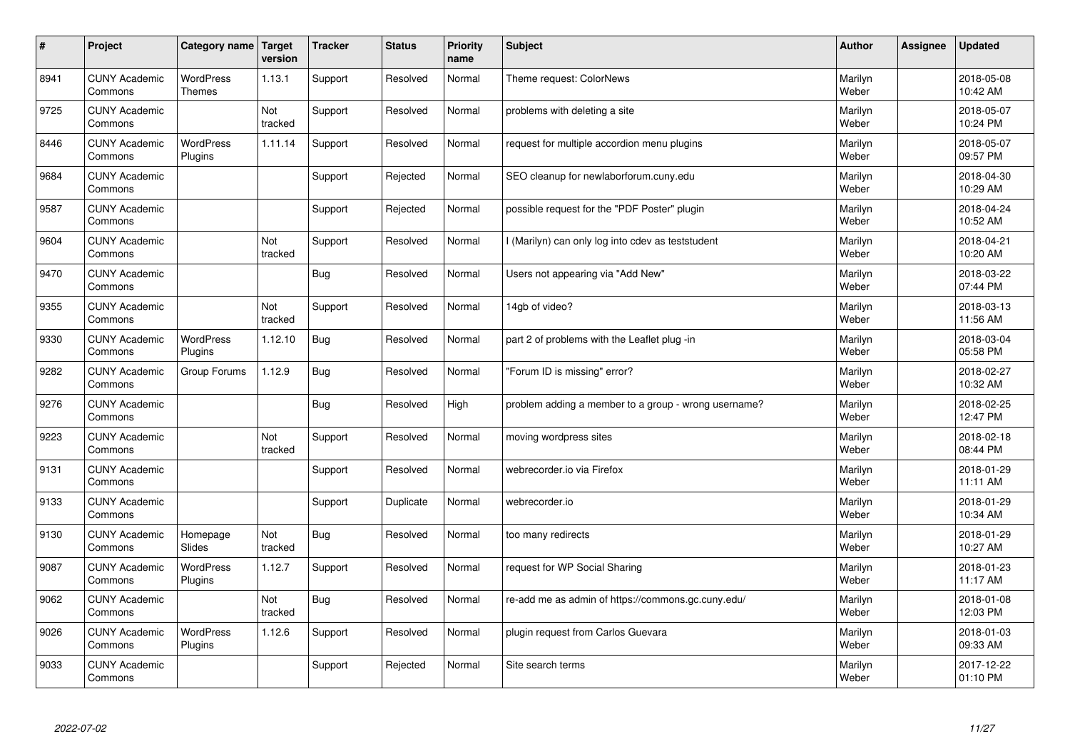| # | Project | Category name | Target version | Tracker | Status | Priority name | Subject | Author | Assignee | Updated |
|---|---|---|---|---|---|---|---|---|---|---|
| 8941 | CUNY Academic Commons | WordPress Themes | 1.13.1 | Support | Resolved | Normal | Theme request: ColorNews | Marilyn Weber | | 2018-05-08 10:42 AM |
| 9725 | CUNY Academic Commons | | Not tracked | Support | Resolved | Normal | problems with deleting a site | Marilyn Weber | | 2018-05-07 10:24 PM |
| 8446 | CUNY Academic Commons | WordPress Plugins | 1.11.14 | Support | Resolved | Normal | request for multiple accordion menu plugins | Marilyn Weber | | 2018-05-07 09:57 PM |
| 9684 | CUNY Academic Commons | | | Support | Rejected | Normal | SEO cleanup for newlaborforum.cuny.edu | Marilyn Weber | | 2018-04-30 10:29 AM |
| 9587 | CUNY Academic Commons | | | Support | Rejected | Normal | possible request for the "PDF Poster" plugin | Marilyn Weber | | 2018-04-24 10:52 AM |
| 9604 | CUNY Academic Commons | | Not tracked | Support | Resolved | Normal | I (Marilyn) can only log into cdev as teststudent | Marilyn Weber | | 2018-04-21 10:20 AM |
| 9470 | CUNY Academic Commons | | | Bug | Resolved | Normal | Users not appearing via "Add New" | Marilyn Weber | | 2018-03-22 07:44 PM |
| 9355 | CUNY Academic Commons | | Not tracked | Support | Resolved | Normal | 14gb of video? | Marilyn Weber | | 2018-03-13 11:56 AM |
| 9330 | CUNY Academic Commons | WordPress Plugins | 1.12.10 | Bug | Resolved | Normal | part 2 of problems with the Leaflet plug -in | Marilyn Weber | | 2018-03-04 05:58 PM |
| 9282 | CUNY Academic Commons | Group Forums | 1.12.9 | Bug | Resolved | Normal | "Forum ID is missing" error? | Marilyn Weber | | 2018-02-27 10:32 AM |
| 9276 | CUNY Academic Commons | | | Bug | Resolved | High | problem adding a member to a group - wrong username? | Marilyn Weber | | 2018-02-25 12:47 PM |
| 9223 | CUNY Academic Commons | | Not tracked | Support | Resolved | Normal | moving wordpress sites | Marilyn Weber | | 2018-02-18 08:44 PM |
| 9131 | CUNY Academic Commons | | | Support | Resolved | Normal | webrecorder.io via Firefox | Marilyn Weber | | 2018-01-29 11:11 AM |
| 9133 | CUNY Academic Commons | | | Support | Duplicate | Normal | webrecorder.io | Marilyn Weber | | 2018-01-29 10:34 AM |
| 9130 | CUNY Academic Commons | Homepage Slides | Not tracked | Bug | Resolved | Normal | too many redirects | Marilyn Weber | | 2018-01-29 10:27 AM |
| 9087 | CUNY Academic Commons | WordPress Plugins | 1.12.7 | Support | Resolved | Normal | request for WP Social Sharing | Marilyn Weber | | 2018-01-23 11:17 AM |
| 9062 | CUNY Academic Commons | | Not tracked | Bug | Resolved | Normal | re-add me as admin of https://commons.gc.cuny.edu/ | Marilyn Weber | | 2018-01-08 12:03 PM |
| 9026 | CUNY Academic Commons | WordPress Plugins | 1.12.6 | Support | Resolved | Normal | plugin request from Carlos Guevara | Marilyn Weber | | 2018-01-03 09:33 AM |
| 9033 | CUNY Academic Commons | | | Support | Rejected | Normal | Site search terms | Marilyn Weber | | 2017-12-22 01:10 PM |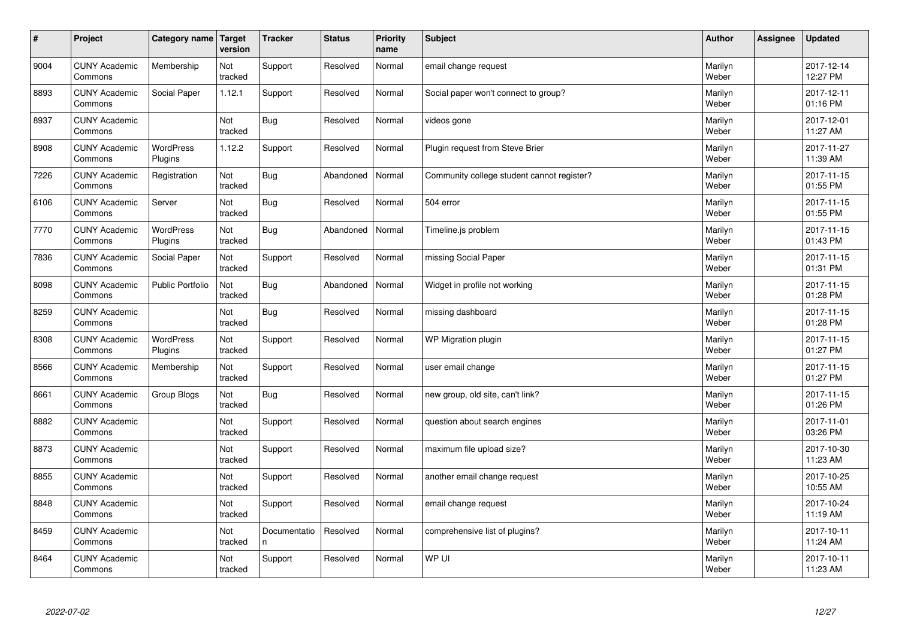| # | Project | Category name | Target version | Tracker | Status | Priority name | Subject | Author | Assignee | Updated |
|---|---|---|---|---|---|---|---|---|---|---|
| 9004 | CUNY Academic Commons | Membership | Not tracked | Support | Resolved | Normal | email change request | Marilyn Weber | | 2017-12-14 12:27 PM |
| 8893 | CUNY Academic Commons | Social Paper | 1.12.1 | Support | Resolved | Normal | Social paper won't connect to group? | Marilyn Weber | | 2017-12-11 01:16 PM |
| 8937 | CUNY Academic Commons | | Not tracked | Bug | Resolved | Normal | videos gone | Marilyn Weber | | 2017-12-01 11:27 AM |
| 8908 | CUNY Academic Commons | WordPress Plugins | 1.12.2 | Support | Resolved | Normal | Plugin request from Steve Brier | Marilyn Weber | | 2017-11-27 11:39 AM |
| 7226 | CUNY Academic Commons | Registration | Not tracked | Bug | Abandoned | Normal | Community college student cannot register? | Marilyn Weber | | 2017-11-15 01:55 PM |
| 6106 | CUNY Academic Commons | Server | Not tracked | Bug | Resolved | Normal | 504 error | Marilyn Weber | | 2017-11-15 01:55 PM |
| 7770 | CUNY Academic Commons | WordPress Plugins | Not tracked | Bug | Abandoned | Normal | Timeline.js problem | Marilyn Weber | | 2017-11-15 01:43 PM |
| 7836 | CUNY Academic Commons | Social Paper | Not tracked | Support | Resolved | Normal | missing Social Paper | Marilyn Weber | | 2017-11-15 01:31 PM |
| 8098 | CUNY Academic Commons | Public Portfolio | Not tracked | Bug | Abandoned | Normal | Widget in profile not working | Marilyn Weber | | 2017-11-15 01:28 PM |
| 8259 | CUNY Academic Commons | | Not tracked | Bug | Resolved | Normal | missing dashboard | Marilyn Weber | | 2017-11-15 01:28 PM |
| 8308 | CUNY Academic Commons | WordPress Plugins | Not tracked | Support | Resolved | Normal | WP Migration plugin | Marilyn Weber | | 2017-11-15 01:27 PM |
| 8566 | CUNY Academic Commons | Membership | Not tracked | Support | Resolved | Normal | user email change | Marilyn Weber | | 2017-11-15 01:27 PM |
| 8661 | CUNY Academic Commons | Group Blogs | Not tracked | Bug | Resolved | Normal | new group, old site, can't link? | Marilyn Weber | | 2017-11-15 01:26 PM |
| 8882 | CUNY Academic Commons | | Not tracked | Support | Resolved | Normal | question about search engines | Marilyn Weber | | 2017-11-01 03:26 PM |
| 8873 | CUNY Academic Commons | | Not tracked | Support | Resolved | Normal | maximum file upload size? | Marilyn Weber | | 2017-10-30 11:23 AM |
| 8855 | CUNY Academic Commons | | Not tracked | Support | Resolved | Normal | another email change request | Marilyn Weber | | 2017-10-25 10:55 AM |
| 8848 | CUNY Academic Commons | | Not tracked | Support | Resolved | Normal | email change request | Marilyn Weber | | 2017-10-24 11:19 AM |
| 8459 | CUNY Academic Commons | | Not tracked | Documentation | Resolved | Normal | comprehensive list of plugins? | Marilyn Weber | | 2017-10-11 11:24 AM |
| 8464 | CUNY Academic Commons | | Not tracked | Support | Resolved | Normal | WP UI | Marilyn Weber | | 2017-10-11 11:23 AM |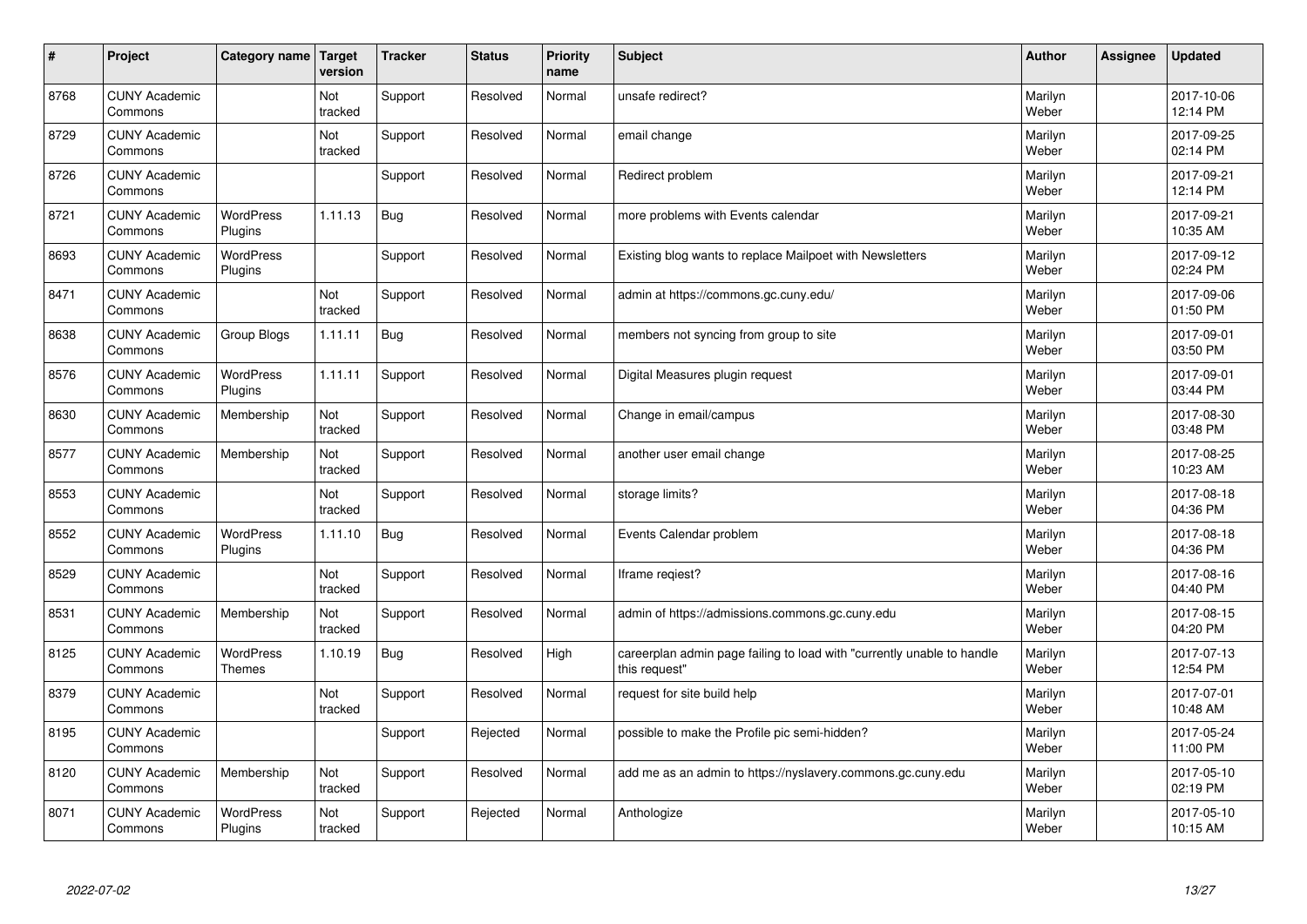| # | Project | Category name | Target version | Tracker | Status | Priority name | Subject | Author | Assignee | Updated |
|---|---|---|---|---|---|---|---|---|---|---|
| 8768 | CUNY Academic Commons | | Not tracked | Support | Resolved | Normal | unsafe redirect? | Marilyn Weber | | 2017-10-06 12:14 PM |
| 8729 | CUNY Academic Commons | | Not tracked | Support | Resolved | Normal | email change | Marilyn Weber | | 2017-09-25 02:14 PM |
| 8726 | CUNY Academic Commons | | | Support | Resolved | Normal | Redirect problem | Marilyn Weber | | 2017-09-21 12:14 PM |
| 8721 | CUNY Academic Commons | WordPress Plugins | 1.11.13 | Bug | Resolved | Normal | more problems with Events calendar | Marilyn Weber | | 2017-09-21 10:35 AM |
| 8693 | CUNY Academic Commons | WordPress Plugins | | Support | Resolved | Normal | Existing blog wants to replace Mailpoet with Newsletters | Marilyn Weber | | 2017-09-12 02:24 PM |
| 8471 | CUNY Academic Commons | | Not tracked | Support | Resolved | Normal | admin at https://commons.gc.cuny.edu/ | Marilyn Weber | | 2017-09-06 01:50 PM |
| 8638 | CUNY Academic Commons | Group Blogs | 1.11.11 | Bug | Resolved | Normal | members not syncing from group to site | Marilyn Weber | | 2017-09-01 03:50 PM |
| 8576 | CUNY Academic Commons | WordPress Plugins | 1.11.11 | Support | Resolved | Normal | Digital Measures plugin request | Marilyn Weber | | 2017-09-01 03:44 PM |
| 8630 | CUNY Academic Commons | Membership | Not tracked | Support | Resolved | Normal | Change in email/campus | Marilyn Weber | | 2017-08-30 03:48 PM |
| 8577 | CUNY Academic Commons | Membership | Not tracked | Support | Resolved | Normal | another user email change | Marilyn Weber | | 2017-08-25 10:23 AM |
| 8553 | CUNY Academic Commons | | Not tracked | Support | Resolved | Normal | storage limits? | Marilyn Weber | | 2017-08-18 04:36 PM |
| 8552 | CUNY Academic Commons | WordPress Plugins | 1.11.10 | Bug | Resolved | Normal | Events Calendar problem | Marilyn Weber | | 2017-08-18 04:36 PM |
| 8529 | CUNY Academic Commons | | Not tracked | Support | Resolved | Normal | Iframe reqiest? | Marilyn Weber | | 2017-08-16 04:40 PM |
| 8531 | CUNY Academic Commons | Membership | Not tracked | Support | Resolved | Normal | admin of https://admissions.commons.gc.cuny.edu | Marilyn Weber | | 2017-08-15 04:20 PM |
| 8125 | CUNY Academic Commons | WordPress Themes | 1.10.19 | Bug | Resolved | High | careerplan admin page failing to load with "currently unable to handle this request" | Marilyn Weber | | 2017-07-13 12:54 PM |
| 8379 | CUNY Academic Commons | | Not tracked | Support | Resolved | Normal | request for site build help | Marilyn Weber | | 2017-07-01 10:48 AM |
| 8195 | CUNY Academic Commons | | | Support | Rejected | Normal | possible to make the Profile pic semi-hidden? | Marilyn Weber | | 2017-05-24 11:00 PM |
| 8120 | CUNY Academic Commons | Membership | Not tracked | Support | Resolved | Normal | add me as an admin to https://nyslavery.commons.gc.cuny.edu | Marilyn Weber | | 2017-05-10 02:19 PM |
| 8071 | CUNY Academic Commons | WordPress Plugins | Not tracked | Support | Rejected | Normal | Anthologize | Marilyn Weber | | 2017-05-10 10:15 AM |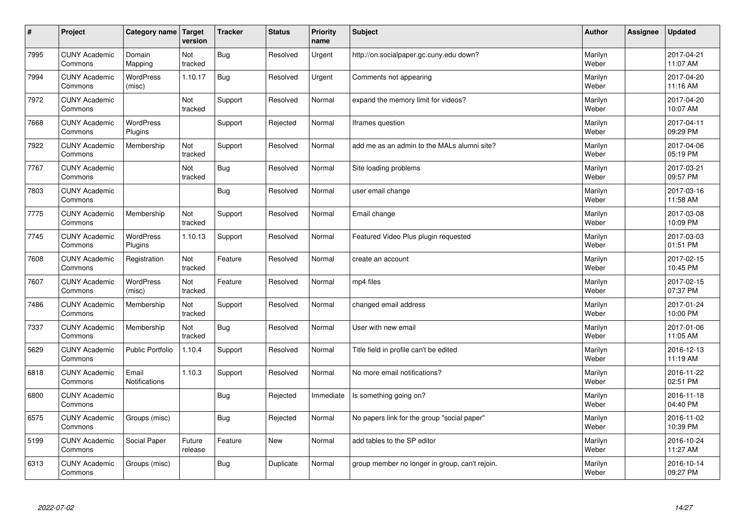| # | Project | Category name | Target version | Tracker | Status | Priority name | Subject | Author | Assignee | Updated |
|---|---|---|---|---|---|---|---|---|---|---|
| 7995 | CUNY Academic Commons | Domain Mapping | Not tracked | Bug | Resolved | Urgent | http://on.socialpaper.gc.cuny.edu down? | Marilyn Weber | | 2017-04-21 11:07 AM |
| 7994 | CUNY Academic Commons | WordPress (misc) | 1.10.17 | Bug | Resolved | Urgent | Comments not appearing | Marilyn Weber | | 2017-04-20 11:16 AM |
| 7972 | CUNY Academic Commons | | Not tracked | Support | Resolved | Normal | expand the memory limit for videos? | Marilyn Weber | | 2017-04-20 10:07 AM |
| 7668 | CUNY Academic Commons | WordPress Plugins | | Support | Rejected | Normal | Iframes question | Marilyn Weber | | 2017-04-11 09:29 PM |
| 7922 | CUNY Academic Commons | Membership | Not tracked | Support | Resolved | Normal | add me as an admin to the MALs alumni site? | Marilyn Weber | | 2017-04-06 05:19 PM |
| 7767 | CUNY Academic Commons | | Not tracked | Bug | Resolved | Normal | Site loading problems | Marilyn Weber | | 2017-03-21 09:57 PM |
| 7803 | CUNY Academic Commons | | | Bug | Resolved | Normal | user email change | Marilyn Weber | | 2017-03-16 11:58 AM |
| 7775 | CUNY Academic Commons | Membership | Not tracked | Support | Resolved | Normal | Email change | Marilyn Weber | | 2017-03-08 10:09 PM |
| 7745 | CUNY Academic Commons | WordPress Plugins | 1.10.13 | Support | Resolved | Normal | Featured Video Plus plugin requested | Marilyn Weber | | 2017-03-03 01:51 PM |
| 7608 | CUNY Academic Commons | Registration | Not tracked | Feature | Resolved | Normal | create an account | Marilyn Weber | | 2017-02-15 10:45 PM |
| 7607 | CUNY Academic Commons | WordPress (misc) | Not tracked | Feature | Resolved | Normal | mp4 files | Marilyn Weber | | 2017-02-15 07:37 PM |
| 7486 | CUNY Academic Commons | Membership | Not tracked | Support | Resolved | Normal | changed email address | Marilyn Weber | | 2017-01-24 10:00 PM |
| 7337 | CUNY Academic Commons | Membership | Not tracked | Bug | Resolved | Normal | User with new email | Marilyn Weber | | 2017-01-06 11:05 AM |
| 5629 | CUNY Academic Commons | Public Portfolio | 1.10.4 | Support | Resolved | Normal | Title field in profile can't be edited | Marilyn Weber | | 2016-12-13 11:19 AM |
| 6818 | CUNY Academic Commons | Email Notifications | 1.10.3 | Support | Resolved | Normal | No more email notifications? | Marilyn Weber | | 2016-11-22 02:51 PM |
| 6800 | CUNY Academic Commons | | | Bug | Rejected | Immediate | Is something going on? | Marilyn Weber | | 2016-11-18 04:40 PM |
| 6575 | CUNY Academic Commons | Groups (misc) | | Bug | Rejected | Normal | No papers link for the group "social paper" | Marilyn Weber | | 2016-11-02 10:39 PM |
| 5199 | CUNY Academic Commons | Social Paper | Future release | Feature | New | Normal | add tables to the SP editor | Marilyn Weber | | 2016-10-24 11:27 AM |
| 6313 | CUNY Academic Commons | Groups (misc) | | Bug | Duplicate | Normal | group member no longer in group, can't rejoin. | Marilyn Weber | | 2016-10-14 09:27 PM |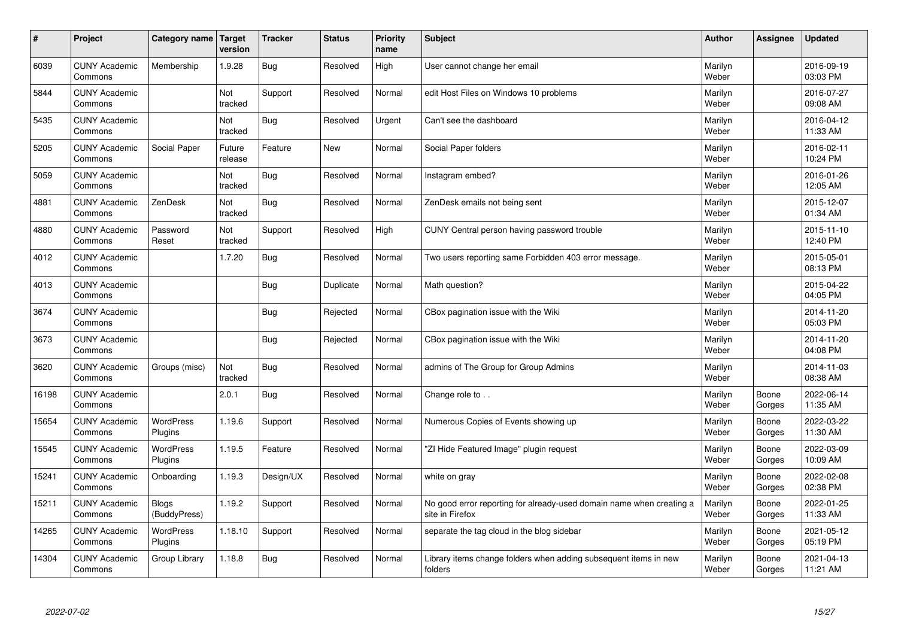| # | Project | Category name | Target version | Tracker | Status | Priority name | Subject | Author | Assignee | Updated |
|---|---|---|---|---|---|---|---|---|---|---|
| 6039 | CUNY Academic Commons | Membership | 1.9.28 | Bug | Resolved | High | User cannot change her email | Marilyn Weber | | 2016-09-19 03:03 PM |
| 5844 | CUNY Academic Commons | | Not tracked | Support | Resolved | Normal | edit Host Files on Windows 10 problems | Marilyn Weber | | 2016-07-27 09:08 AM |
| 5435 | CUNY Academic Commons | | Not tracked | Bug | Resolved | Urgent | Can't see the dashboard | Marilyn Weber | | 2016-04-12 11:33 AM |
| 5205 | CUNY Academic Commons | Social Paper | Future release | Feature | New | Normal | Social Paper folders | Marilyn Weber | | 2016-02-11 10:24 PM |
| 5059 | CUNY Academic Commons | | Not tracked | Bug | Resolved | Normal | Instagram embed? | Marilyn Weber | | 2016-01-26 12:05 AM |
| 4881 | CUNY Academic Commons | ZenDesk | Not tracked | Bug | Resolved | Normal | ZenDesk emails not being sent | Marilyn Weber | | 2015-12-07 01:34 AM |
| 4880 | CUNY Academic Commons | Password Reset | Not tracked | Support | Resolved | High | CUNY Central person having password trouble | Marilyn Weber | | 2015-11-10 12:40 PM |
| 4012 | CUNY Academic Commons | | 1.7.20 | Bug | Resolved | Normal | Two users reporting same Forbidden 403 error message. | Marilyn Weber | | 2015-05-01 08:13 PM |
| 4013 | CUNY Academic Commons | | | Bug | Duplicate | Normal | Math question? | Marilyn Weber | | 2015-04-22 04:05 PM |
| 3674 | CUNY Academic Commons | | | Bug | Rejected | Normal | CBox pagination issue with the Wiki | Marilyn Weber | | 2014-11-20 05:03 PM |
| 3673 | CUNY Academic Commons | | | Bug | Rejected | Normal | CBox pagination issue with the Wiki | Marilyn Weber | | 2014-11-20 04:08 PM |
| 3620 | CUNY Academic Commons | Groups (misc) | Not tracked | Bug | Resolved | Normal | admins of The Group for Group Admins | Marilyn Weber | | 2014-11-03 08:38 AM |
| 16198 | CUNY Academic Commons | | 2.0.1 | Bug | Resolved | Normal | Change role to . . | Marilyn Weber | Boone Gorges | 2022-06-14 11:35 AM |
| 15654 | CUNY Academic Commons | WordPress Plugins | 1.19.6 | Support | Resolved | Normal | Numerous Copies of Events showing up | Marilyn Weber | Boone Gorges | 2022-03-22 11:30 AM |
| 15545 | CUNY Academic Commons | WordPress Plugins | 1.19.5 | Feature | Resolved | Normal | "ZI Hide Featured Image" plugin request | Marilyn Weber | Boone Gorges | 2022-03-09 10:09 AM |
| 15241 | CUNY Academic Commons | Onboarding | 1.19.3 | Design/UX | Resolved | Normal | white on gray | Marilyn Weber | Boone Gorges | 2022-02-08 02:38 PM |
| 15211 | CUNY Academic Commons | Blogs (BuddyPress) | 1.19.2 | Support | Resolved | Normal | No good error reporting for already-used domain name when creating a site in Firefox | Marilyn Weber | Boone Gorges | 2022-01-25 11:33 AM |
| 14265 | CUNY Academic Commons | WordPress Plugins | 1.18.10 | Support | Resolved | Normal | separate the tag cloud in the blog sidebar | Marilyn Weber | Boone Gorges | 2021-05-12 05:19 PM |
| 14304 | CUNY Academic Commons | Group Library | 1.18.8 | Bug | Resolved | Normal | Library items change folders when adding subsequent items in new folders | Marilyn Weber | Boone Gorges | 2021-04-13 11:21 AM |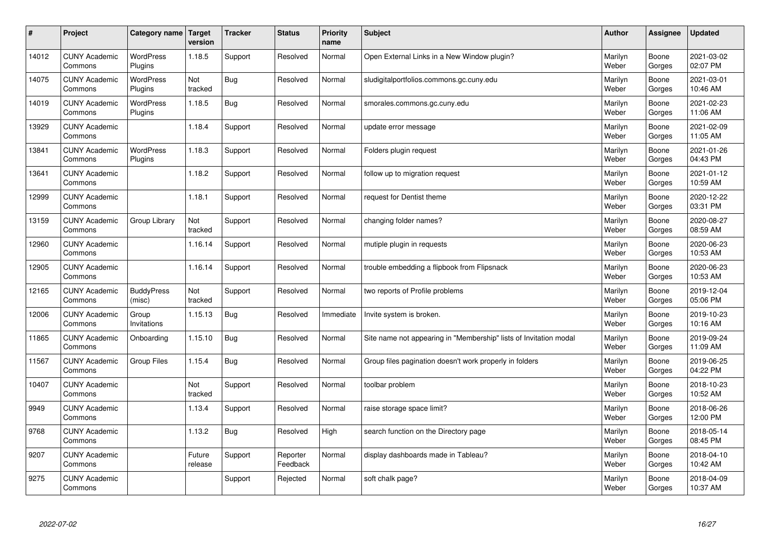| # | Project | Category name | Target version | Tracker | Status | Priority name | Subject | Author | Assignee | Updated |
|---|---|---|---|---|---|---|---|---|---|---|
| 14012 | CUNY Academic Commons | WordPress Plugins | 1.18.5 | Support | Resolved | Normal | Open External Links in a New Window plugin? | Marilyn Weber | Boone Gorges | 2021-03-02 02:07 PM |
| 14075 | CUNY Academic Commons | WordPress Plugins | Not tracked | Bug | Resolved | Normal | sludigitalportfolios.commons.gc.cuny.edu | Marilyn Weber | Boone Gorges | 2021-03-01 10:46 AM |
| 14019 | CUNY Academic Commons | WordPress Plugins | 1.18.5 | Bug | Resolved | Normal | smorales.commons.gc.cuny.edu | Marilyn Weber | Boone Gorges | 2021-02-23 11:06 AM |
| 13929 | CUNY Academic Commons | | 1.18.4 | Support | Resolved | Normal | update error message | Marilyn Weber | Boone Gorges | 2021-02-09 11:05 AM |
| 13841 | CUNY Academic Commons | WordPress Plugins | 1.18.3 | Support | Resolved | Normal | Folders plugin request | Marilyn Weber | Boone Gorges | 2021-01-26 04:43 PM |
| 13641 | CUNY Academic Commons | | 1.18.2 | Support | Resolved | Normal | follow up to migration request | Marilyn Weber | Boone Gorges | 2021-01-12 10:59 AM |
| 12999 | CUNY Academic Commons | | 1.18.1 | Support | Resolved | Normal | request for Dentist theme | Marilyn Weber | Boone Gorges | 2020-12-22 03:31 PM |
| 13159 | CUNY Academic Commons | Group Library | Not tracked | Support | Resolved | Normal | changing folder names? | Marilyn Weber | Boone Gorges | 2020-08-27 08:59 AM |
| 12960 | CUNY Academic Commons | | 1.16.14 | Support | Resolved | Normal | mutiple plugin in requests | Marilyn Weber | Boone Gorges | 2020-06-23 10:53 AM |
| 12905 | CUNY Academic Commons | | 1.16.14 | Support | Resolved | Normal | trouble embedding a flipbook from Flipsnack | Marilyn Weber | Boone Gorges | 2020-06-23 10:53 AM |
| 12165 | CUNY Academic Commons | BuddyPress (misc) | Not tracked | Support | Resolved | Normal | two reports of Profile problems | Marilyn Weber | Boone Gorges | 2019-12-04 05:06 PM |
| 12006 | CUNY Academic Commons | Group Invitations | 1.15.13 | Bug | Resolved | Immediate | Invite system is broken. | Marilyn Weber | Boone Gorges | 2019-10-23 10:16 AM |
| 11865 | CUNY Academic Commons | Onboarding | 1.15.10 | Bug | Resolved | Normal | Site name not appearing in "Membership" lists of Invitation modal | Marilyn Weber | Boone Gorges | 2019-09-24 11:09 AM |
| 11567 | CUNY Academic Commons | Group Files | 1.15.4 | Bug | Resolved | Normal | Group files pagination doesn't work properly in folders | Marilyn Weber | Boone Gorges | 2019-06-25 04:22 PM |
| 10407 | CUNY Academic Commons | | Not tracked | Support | Resolved | Normal | toolbar problem | Marilyn Weber | Boone Gorges | 2018-10-23 10:52 AM |
| 9949 | CUNY Academic Commons | | 1.13.4 | Support | Resolved | Normal | raise storage space limit? | Marilyn Weber | Boone Gorges | 2018-06-26 12:00 PM |
| 9768 | CUNY Academic Commons | | 1.13.2 | Bug | Resolved | High | search function on the Directory page | Marilyn Weber | Boone Gorges | 2018-05-14 08:45 PM |
| 9207 | CUNY Academic Commons | | Future release | Support | Reporter Feedback | Normal | display dashboards made in Tableau? | Marilyn Weber | Boone Gorges | 2018-04-10 10:42 AM |
| 9275 | CUNY Academic Commons | | | Support | Rejected | Normal | soft chalk page? | Marilyn Weber | Boone Gorges | 2018-04-09 10:37 AM |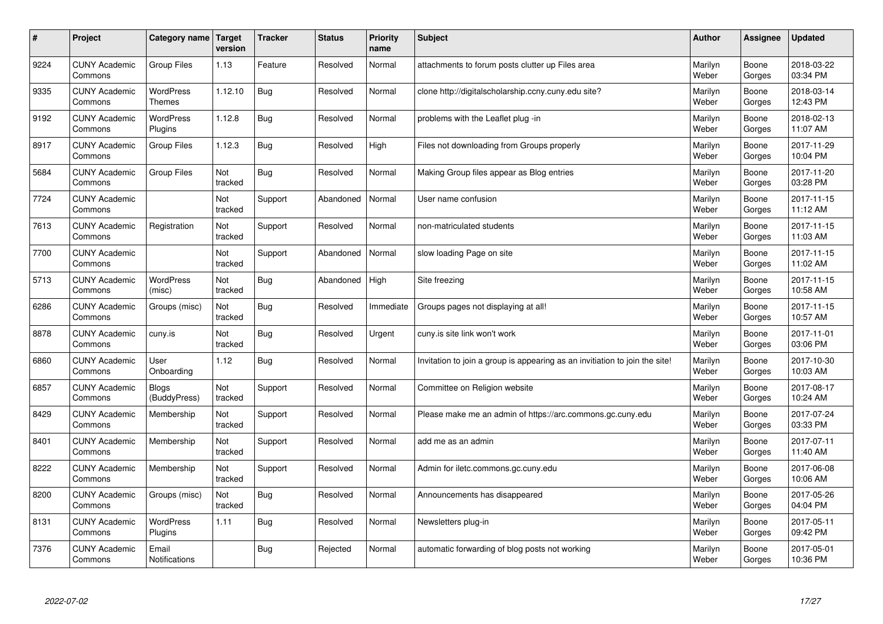| # | Project | Category name | Target version | Tracker | Status | Priority name | Subject | Author | Assignee | Updated |
|---|---|---|---|---|---|---|---|---|---|---|
| 9224 | CUNY Academic Commons | Group Files | 1.13 | Feature | Resolved | Normal | attachments to forum posts clutter up Files area | Marilyn Weber | Boone Gorges | 2018-03-22 03:34 PM |
| 9335 | CUNY Academic Commons | WordPress Themes | 1.12.10 | Bug | Resolved | Normal | clone http://digitalscholarship.ccny.cuny.edu site? | Marilyn Weber | Boone Gorges | 2018-03-14 12:43 PM |
| 9192 | CUNY Academic Commons | WordPress Plugins | 1.12.8 | Bug | Resolved | Normal | problems with the Leaflet plug -in | Marilyn Weber | Boone Gorges | 2018-02-13 11:07 AM |
| 8917 | CUNY Academic Commons | Group Files | 1.12.3 | Bug | Resolved | High | Files not downloading from Groups properly | Marilyn Weber | Boone Gorges | 2017-11-29 10:04 PM |
| 5684 | CUNY Academic Commons | Group Files | Not tracked | Bug | Resolved | Normal | Making Group files appear as Blog entries | Marilyn Weber | Boone Gorges | 2017-11-20 03:28 PM |
| 7724 | CUNY Academic Commons | | Not tracked | Support | Abandoned | Normal | User name confusion | Marilyn Weber | Boone Gorges | 2017-11-15 11:12 AM |
| 7613 | CUNY Academic Commons | Registration | Not tracked | Support | Resolved | Normal | non-matriculated students | Marilyn Weber | Boone Gorges | 2017-11-15 11:03 AM |
| 7700 | CUNY Academic Commons | | Not tracked | Support | Abandoned | Normal | slow loading Page on site | Marilyn Weber | Boone Gorges | 2017-11-15 11:02 AM |
| 5713 | CUNY Academic Commons | WordPress (misc) | Not tracked | Bug | Abandoned | High | Site freezing | Marilyn Weber | Boone Gorges | 2017-11-15 10:58 AM |
| 6286 | CUNY Academic Commons | Groups (misc) | Not tracked | Bug | Resolved | Immediate | Groups pages not displaying at all! | Marilyn Weber | Boone Gorges | 2017-11-15 10:57 AM |
| 8878 | CUNY Academic Commons | cuny.is | Not tracked | Bug | Resolved | Urgent | cuny.is site link won't work | Marilyn Weber | Boone Gorges | 2017-11-01 03:06 PM |
| 6860 | CUNY Academic Commons | User Onboarding | 1.12 | Bug | Resolved | Normal | Invitation to join a group is appearing as an invitiation to join the site! | Marilyn Weber | Boone Gorges | 2017-10-30 10:03 AM |
| 6857 | CUNY Academic Commons | Blogs (BuddyPress) | Not tracked | Support | Resolved | Normal | Committee on Religion website | Marilyn Weber | Boone Gorges | 2017-08-17 10:24 AM |
| 8429 | CUNY Academic Commons | Membership | Not tracked | Support | Resolved | Normal | Please make me an admin of https://arc.commons.gc.cuny.edu | Marilyn Weber | Boone Gorges | 2017-07-24 03:33 PM |
| 8401 | CUNY Academic Commons | Membership | Not tracked | Support | Resolved | Normal | add me as an admin | Marilyn Weber | Boone Gorges | 2017-07-11 11:40 AM |
| 8222 | CUNY Academic Commons | Membership | Not tracked | Support | Resolved | Normal | Admin for iletc.commons.gc.cuny.edu | Marilyn Weber | Boone Gorges | 2017-06-08 10:06 AM |
| 8200 | CUNY Academic Commons | Groups (misc) | Not tracked | Bug | Resolved | Normal | Announcements has disappeared | Marilyn Weber | Boone Gorges | 2017-05-26 04:04 PM |
| 8131 | CUNY Academic Commons | WordPress Plugins | 1.11 | Bug | Resolved | Normal | Newsletters plug-in | Marilyn Weber | Boone Gorges | 2017-05-11 09:42 PM |
| 7376 | CUNY Academic Commons | Email Notifications | | Bug | Rejected | Normal | automatic forwarding of blog posts not working | Marilyn Weber | Boone Gorges | 2017-05-01 10:36 PM |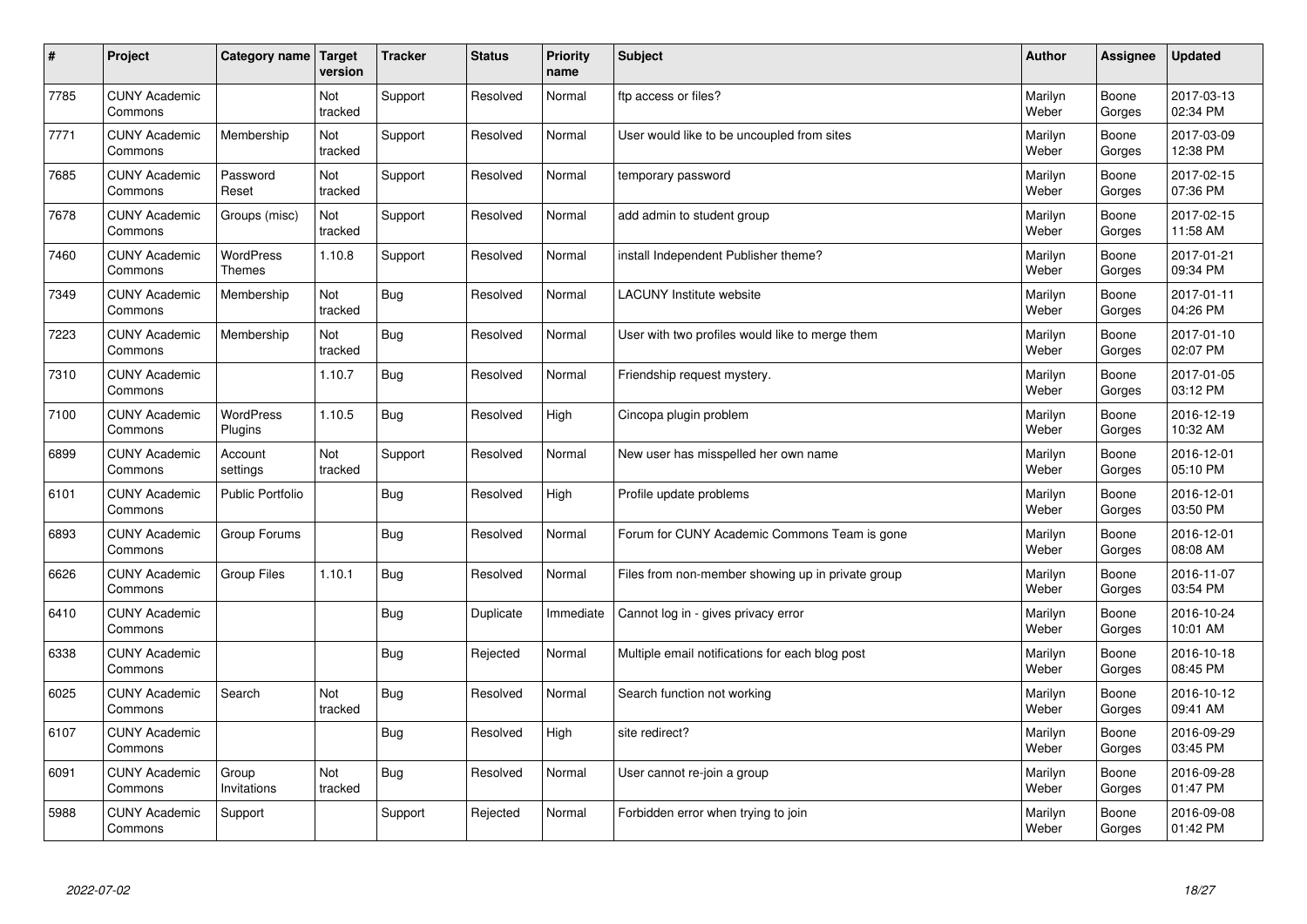| # | Project | Category name | Target version | Tracker | Status | Priority name | Subject | Author | Assignee | Updated |
|---|---|---|---|---|---|---|---|---|---|---|
| 7785 | CUNY Academic Commons | | Not tracked | Support | Resolved | Normal | ftp access or files? | Marilyn Weber | Boone Gorges | 2017-03-13 02:34 PM |
| 7771 | CUNY Academic Commons | Membership | Not tracked | Support | Resolved | Normal | User would like to be uncoupled from sites | Marilyn Weber | Boone Gorges | 2017-03-09 12:38 PM |
| 7685 | CUNY Academic Commons | Password Reset | Not tracked | Support | Resolved | Normal | temporary password | Marilyn Weber | Boone Gorges | 2017-02-15 07:36 PM |
| 7678 | CUNY Academic Commons | Groups (misc) | Not tracked | Support | Resolved | Normal | add admin to student group | Marilyn Weber | Boone Gorges | 2017-02-15 11:58 AM |
| 7460 | CUNY Academic Commons | WordPress Themes | 1.10.8 | Support | Resolved | Normal | install Independent Publisher theme? | Marilyn Weber | Boone Gorges | 2017-01-21 09:34 PM |
| 7349 | CUNY Academic Commons | Membership | Not tracked | Bug | Resolved | Normal | LACUNY Institute website | Marilyn Weber | Boone Gorges | 2017-01-11 04:26 PM |
| 7223 | CUNY Academic Commons | Membership | Not tracked | Bug | Resolved | Normal | User with two profiles would like to merge them | Marilyn Weber | Boone Gorges | 2017-01-10 02:07 PM |
| 7310 | CUNY Academic Commons | | 1.10.7 | Bug | Resolved | Normal | Friendship request mystery. | Marilyn Weber | Boone Gorges | 2017-01-05 03:12 PM |
| 7100 | CUNY Academic Commons | WordPress Plugins | 1.10.5 | Bug | Resolved | High | Cincopa plugin problem | Marilyn Weber | Boone Gorges | 2016-12-19 10:32 AM |
| 6899 | CUNY Academic Commons | Account settings | Not tracked | Support | Resolved | Normal | New user has misspelled her own name | Marilyn Weber | Boone Gorges | 2016-12-01 05:10 PM |
| 6101 | CUNY Academic Commons | Public Portfolio | | Bug | Resolved | High | Profile update problems | Marilyn Weber | Boone Gorges | 2016-12-01 03:50 PM |
| 6893 | CUNY Academic Commons | Group Forums | | Bug | Resolved | Normal | Forum for CUNY Academic Commons Team is gone | Marilyn Weber | Boone Gorges | 2016-12-01 08:08 AM |
| 6626 | CUNY Academic Commons | Group Files | 1.10.1 | Bug | Resolved | Normal | Files from non-member showing up in private group | Marilyn Weber | Boone Gorges | 2016-11-07 03:54 PM |
| 6410 | CUNY Academic Commons | | | Bug | Duplicate | Immediate | Cannot log in - gives privacy error | Marilyn Weber | Boone Gorges | 2016-10-24 10:01 AM |
| 6338 | CUNY Academic Commons | | | Bug | Rejected | Normal | Multiple email notifications for each blog post | Marilyn Weber | Boone Gorges | 2016-10-18 08:45 PM |
| 6025 | CUNY Academic Commons | Search | Not tracked | Bug | Resolved | Normal | Search function not working | Marilyn Weber | Boone Gorges | 2016-10-12 09:41 AM |
| 6107 | CUNY Academic Commons | | | Bug | Resolved | High | site redirect? | Marilyn Weber | Boone Gorges | 2016-09-29 03:45 PM |
| 6091 | CUNY Academic Commons | Group Invitations | Not tracked | Bug | Resolved | Normal | User cannot re-join a group | Marilyn Weber | Boone Gorges | 2016-09-28 01:47 PM |
| 5988 | CUNY Academic Commons | Support | | Support | Rejected | Normal | Forbidden error when trying to join | Marilyn Weber | Boone Gorges | 2016-09-08 01:42 PM |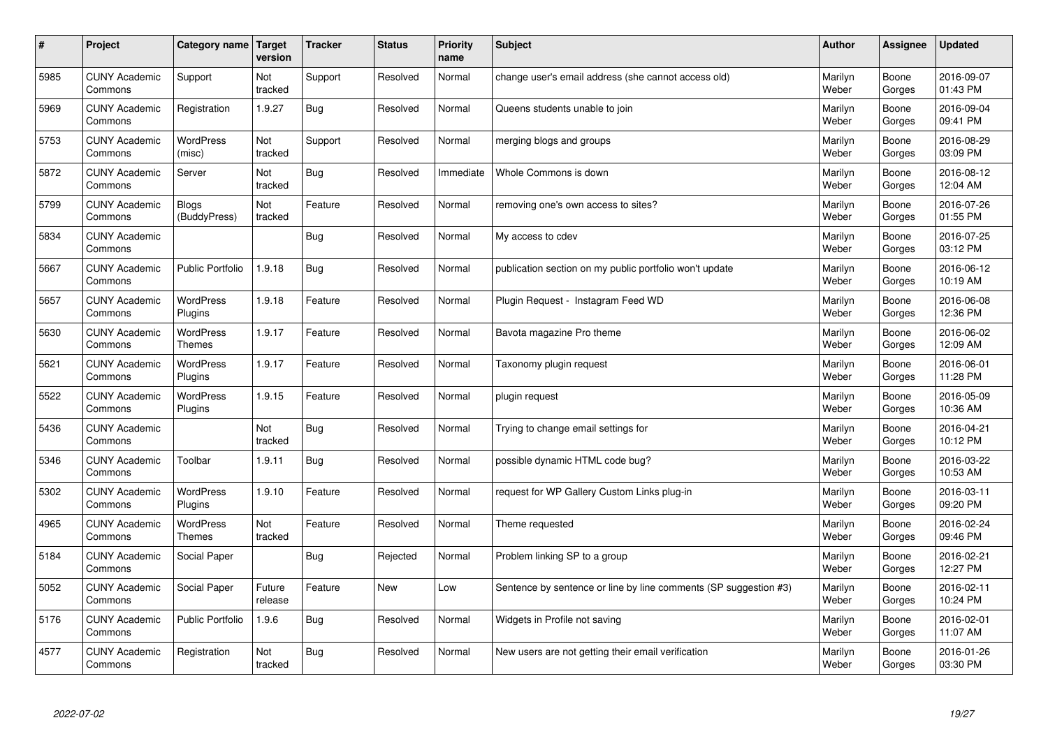| # | Project | Category name | Target version | Tracker | Status | Priority name | Subject | Author | Assignee | Updated |
|---|---|---|---|---|---|---|---|---|---|---|
| 5985 | CUNY Academic Commons | Support | Not tracked | Support | Resolved | Normal | change user's email address (she cannot access old) | Marilyn Weber | Boone Gorges | 2016-09-07 01:43 PM |
| 5969 | CUNY Academic Commons | Registration | 1.9.27 | Bug | Resolved | Normal | Queens students unable to join | Marilyn Weber | Boone Gorges | 2016-09-04 09:41 PM |
| 5753 | CUNY Academic Commons | WordPress (misc) | Not tracked | Support | Resolved | Normal | merging blogs and groups | Marilyn Weber | Boone Gorges | 2016-08-29 03:09 PM |
| 5872 | CUNY Academic Commons | Server | Not tracked | Bug | Resolved | Immediate | Whole Commons is down | Marilyn Weber | Boone Gorges | 2016-08-12 12:04 AM |
| 5799 | CUNY Academic Commons | Blogs (BuddyPress) | Not tracked | Feature | Resolved | Normal | removing one's own access to sites? | Marilyn Weber | Boone Gorges | 2016-07-26 01:55 PM |
| 5834 | CUNY Academic Commons | | | Bug | Resolved | Normal | My access to cdev | Marilyn Weber | Boone Gorges | 2016-07-25 03:12 PM |
| 5667 | CUNY Academic Commons | Public Portfolio | 1.9.18 | Bug | Resolved | Normal | publication section on my public portfolio won't update | Marilyn Weber | Boone Gorges | 2016-06-12 10:19 AM |
| 5657 | CUNY Academic Commons | WordPress Plugins | 1.9.18 | Feature | Resolved | Normal | Plugin Request - Instagram Feed WD | Marilyn Weber | Boone Gorges | 2016-06-08 12:36 PM |
| 5630 | CUNY Academic Commons | WordPress Themes | 1.9.17 | Feature | Resolved | Normal | Bavota magazine Pro theme | Marilyn Weber | Boone Gorges | 2016-06-02 12:09 AM |
| 5621 | CUNY Academic Commons | WordPress Plugins | 1.9.17 | Feature | Resolved | Normal | Taxonomy plugin request | Marilyn Weber | Boone Gorges | 2016-06-01 11:28 PM |
| 5522 | CUNY Academic Commons | WordPress Plugins | 1.9.15 | Feature | Resolved | Normal | plugin request | Marilyn Weber | Boone Gorges | 2016-05-09 10:36 AM |
| 5436 | CUNY Academic Commons | | Not tracked | Bug | Resolved | Normal | Trying to change email settings for | Marilyn Weber | Boone Gorges | 2016-04-21 10:12 PM |
| 5346 | CUNY Academic Commons | Toolbar | 1.9.11 | Bug | Resolved | Normal | possible dynamic HTML code bug? | Marilyn Weber | Boone Gorges | 2016-03-22 10:53 AM |
| 5302 | CUNY Academic Commons | WordPress Plugins | 1.9.10 | Feature | Resolved | Normal | request for WP Gallery Custom Links plug-in | Marilyn Weber | Boone Gorges | 2016-03-11 09:20 PM |
| 4965 | CUNY Academic Commons | WordPress Themes | Not tracked | Feature | Resolved | Normal | Theme requested | Marilyn Weber | Boone Gorges | 2016-02-24 09:46 PM |
| 5184 | CUNY Academic Commons | Social Paper | | Bug | Rejected | Normal | Problem linking SP to a group | Marilyn Weber | Boone Gorges | 2016-02-21 12:27 PM |
| 5052 | CUNY Academic Commons | Social Paper | Future release | Feature | New | Low | Sentence by sentence or line by line comments (SP suggestion #3) | Marilyn Weber | Boone Gorges | 2016-02-11 10:24 PM |
| 5176 | CUNY Academic Commons | Public Portfolio | 1.9.6 | Bug | Resolved | Normal | Widgets in Profile not saving | Marilyn Weber | Boone Gorges | 2016-02-01 11:07 AM |
| 4577 | CUNY Academic Commons | Registration | Not tracked | Bug | Resolved | Normal | New users are not getting their email verification | Marilyn Weber | Boone Gorges | 2016-01-26 03:30 PM |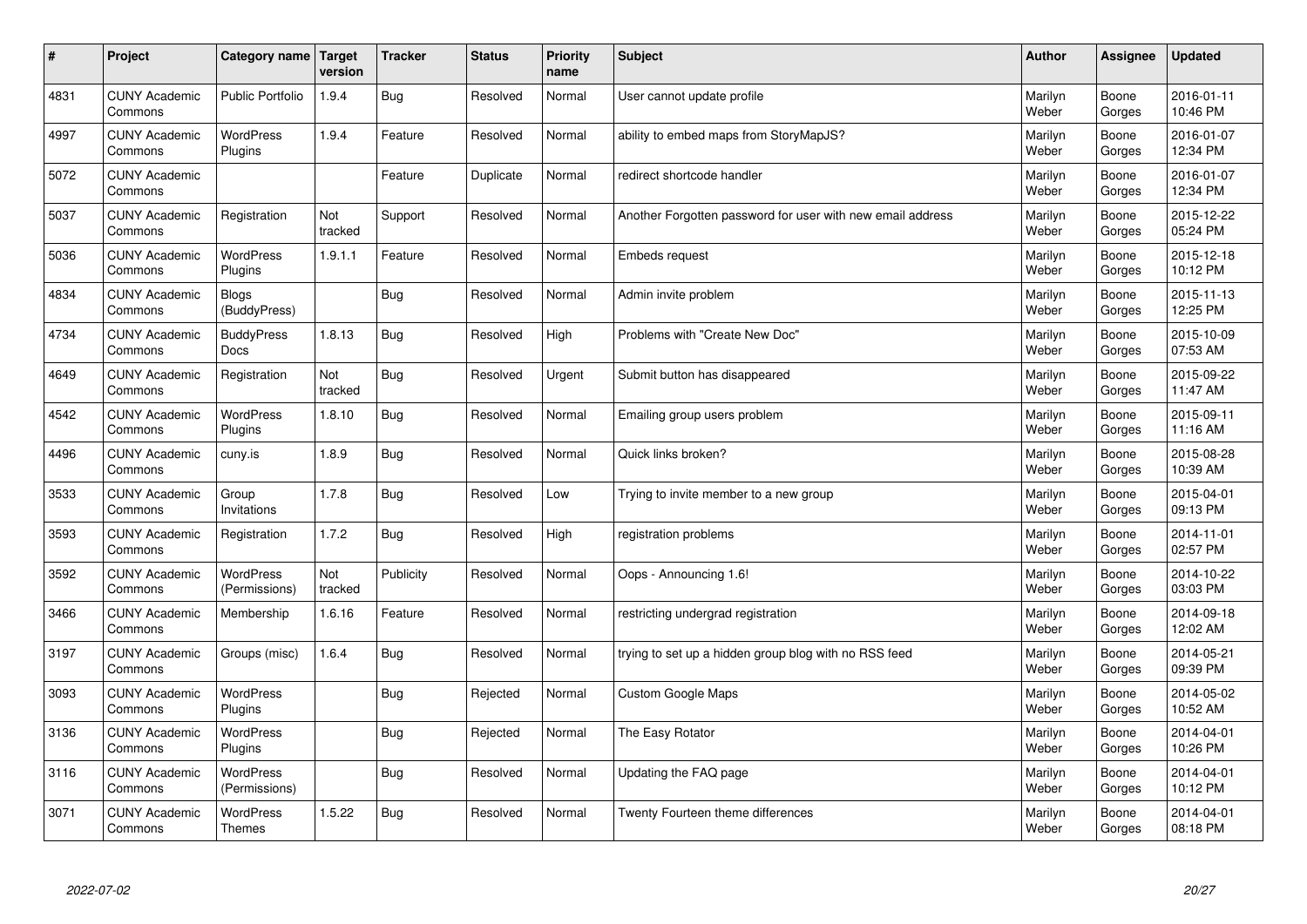| # | Project | Category name | Target version | Tracker | Status | Priority name | Subject | Author | Assignee | Updated |
|---|---|---|---|---|---|---|---|---|---|---|
| 4831 | CUNY Academic Commons | Public Portfolio | 1.9.4 | Bug | Resolved | Normal | User cannot update profile | Marilyn Weber | Boone Gorges | 2016-01-11 10:46 PM |
| 4997 | CUNY Academic Commons | WordPress Plugins | 1.9.4 | Feature | Resolved | Normal | ability to embed maps from StoryMapJS? | Marilyn Weber | Boone Gorges | 2016-01-07 12:34 PM |
| 5072 | CUNY Academic Commons | | | Feature | Duplicate | Normal | redirect shortcode handler | Marilyn Weber | Boone Gorges | 2016-01-07 12:34 PM |
| 5037 | CUNY Academic Commons | Registration | Not tracked | Support | Resolved | Normal | Another Forgotten password for user with new email address | Marilyn Weber | Boone Gorges | 2015-12-22 05:24 PM |
| 5036 | CUNY Academic Commons | WordPress Plugins | 1.9.1.1 | Feature | Resolved | Normal | Embeds request | Marilyn Weber | Boone Gorges | 2015-12-18 10:12 PM |
| 4834 | CUNY Academic Commons | Blogs (BuddyPress) | | Bug | Resolved | Normal | Admin invite problem | Marilyn Weber | Boone Gorges | 2015-11-13 12:25 PM |
| 4734 | CUNY Academic Commons | BuddyPress Docs | 1.8.13 | Bug | Resolved | High | Problems with "Create New Doc" | Marilyn Weber | Boone Gorges | 2015-10-09 07:53 AM |
| 4649 | CUNY Academic Commons | Registration | Not tracked | Bug | Resolved | Urgent | Submit button has disappeared | Marilyn Weber | Boone Gorges | 2015-09-22 11:47 AM |
| 4542 | CUNY Academic Commons | WordPress Plugins | 1.8.10 | Bug | Resolved | Normal | Emailing group users problem | Marilyn Weber | Boone Gorges | 2015-09-11 11:16 AM |
| 4496 | CUNY Academic Commons | cuny.is | 1.8.9 | Bug | Resolved | Normal | Quick links broken? | Marilyn Weber | Boone Gorges | 2015-08-28 10:39 AM |
| 3533 | CUNY Academic Commons | Group Invitations | 1.7.8 | Bug | Resolved | Low | Trying to invite member to a new group | Marilyn Weber | Boone Gorges | 2015-04-01 09:13 PM |
| 3593 | CUNY Academic Commons | Registration | 1.7.2 | Bug | Resolved | High | registration problems | Marilyn Weber | Boone Gorges | 2014-11-01 02:57 PM |
| 3592 | CUNY Academic Commons | WordPress (Permissions) | Not tracked | Publicity | Resolved | Normal | Oops - Announcing 1.6! | Marilyn Weber | Boone Gorges | 2014-10-22 03:03 PM |
| 3466 | CUNY Academic Commons | Membership | 1.6.16 | Feature | Resolved | Normal | restricting undergrad registration | Marilyn Weber | Boone Gorges | 2014-09-18 12:02 AM |
| 3197 | CUNY Academic Commons | Groups (misc) | 1.6.4 | Bug | Resolved | Normal | trying to set up a hidden group blog with no RSS feed | Marilyn Weber | Boone Gorges | 2014-05-21 09:39 PM |
| 3093 | CUNY Academic Commons | WordPress Plugins | | Bug | Rejected | Normal | Custom Google Maps | Marilyn Weber | Boone Gorges | 2014-05-02 10:52 AM |
| 3136 | CUNY Academic Commons | WordPress Plugins | | Bug | Rejected | Normal | The Easy Rotator | Marilyn Weber | Boone Gorges | 2014-04-01 10:26 PM |
| 3116 | CUNY Academic Commons | WordPress (Permissions) | | Bug | Resolved | Normal | Updating the FAQ page | Marilyn Weber | Boone Gorges | 2014-04-01 10:12 PM |
| 3071 | CUNY Academic Commons | WordPress Themes | 1.5.22 | Bug | Resolved | Normal | Twenty Fourteen theme differences | Marilyn Weber | Boone Gorges | 2014-04-01 08:18 PM |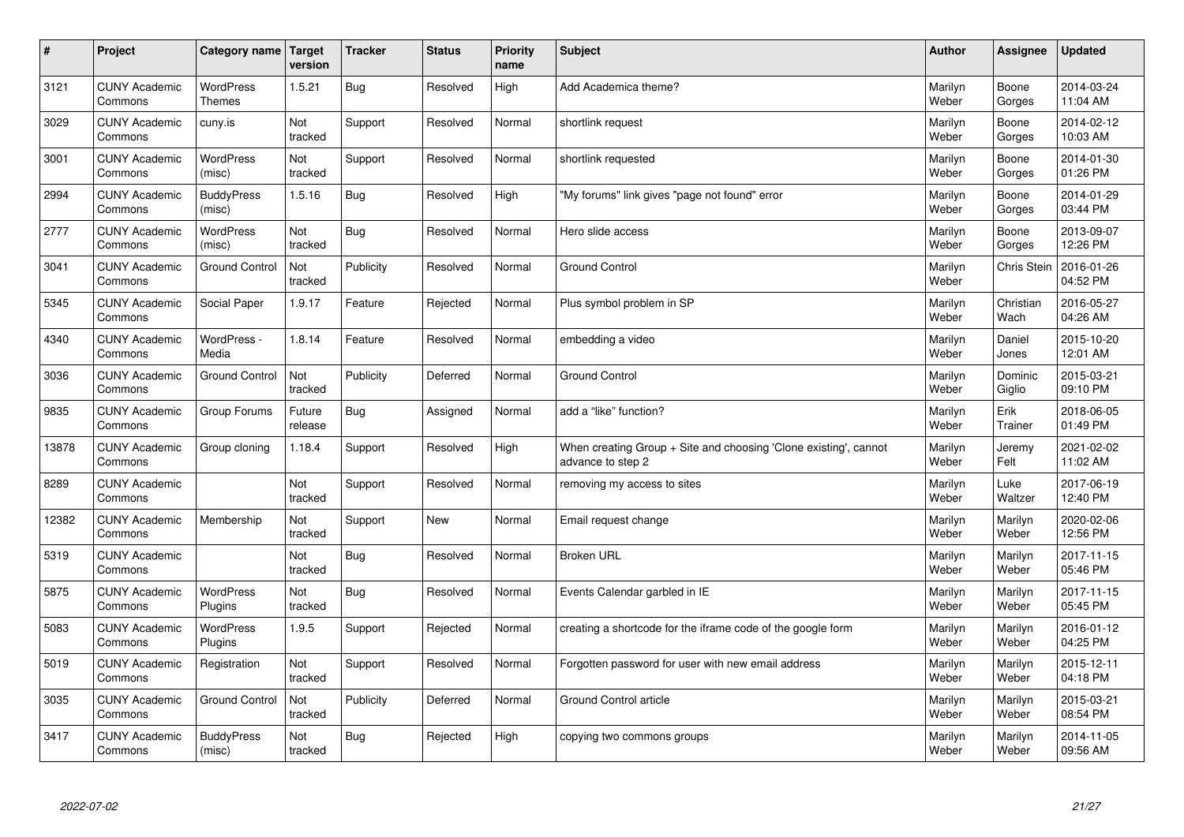| # | Project | Category name | Target version | Tracker | Status | Priority name | Subject | Author | Assignee | Updated |
|---|---|---|---|---|---|---|---|---|---|---|
| 3121 | CUNY Academic Commons | WordPress Themes | 1.5.21 | Bug | Resolved | High | Add Academica theme? | Marilyn Weber | Boone Gorges | 2014-03-24 11:04 AM |
| 3029 | CUNY Academic Commons | cuny.is | Not tracked | Support | Resolved | Normal | shortlink request | Marilyn Weber | Boone Gorges | 2014-02-12 10:03 AM |
| 3001 | CUNY Academic Commons | WordPress (misc) | Not tracked | Support | Resolved | Normal | shortlink requested | Marilyn Weber | Boone Gorges | 2014-01-30 01:26 PM |
| 2994 | CUNY Academic Commons | BuddyPress (misc) | 1.5.16 | Bug | Resolved | High | "My forums" link gives "page not found" error | Marilyn Weber | Boone Gorges | 2014-01-29 03:44 PM |
| 2777 | CUNY Academic Commons | WordPress (misc) | Not tracked | Bug | Resolved | Normal | Hero slide access | Marilyn Weber | Boone Gorges | 2013-09-07 12:26 PM |
| 3041 | CUNY Academic Commons | Ground Control | Not tracked | Publicity | Resolved | Normal | Ground Control | Marilyn Weber | Chris Stein | 2016-01-26 04:52 PM |
| 5345 | CUNY Academic Commons | Social Paper | 1.9.17 | Feature | Rejected | Normal | Plus symbol problem in SP | Marilyn Weber | Christian Wach | 2016-05-27 04:26 AM |
| 4340 | CUNY Academic Commons | WordPress - Media | 1.8.14 | Feature | Resolved | Normal | embedding a video | Marilyn Weber | Daniel Jones | 2015-10-20 12:01 AM |
| 3036 | CUNY Academic Commons | Ground Control | Not tracked | Publicity | Deferred | Normal | Ground Control | Marilyn Weber | Dominic Giglio | 2015-03-21 09:10 PM |
| 9835 | CUNY Academic Commons | Group Forums | Future release | Bug | Assigned | Normal | add a "like" function? | Marilyn Weber | Erik Trainer | 2018-06-05 01:49 PM |
| 13878 | CUNY Academic Commons | Group cloning | 1.18.4 | Support | Resolved | High | When creating Group + Site and choosing 'Clone existing', cannot advance to step 2 | Marilyn Weber | Jeremy Felt | 2021-02-02 11:02 AM |
| 8289 | CUNY Academic Commons | | Not tracked | Support | Resolved | Normal | removing my access to sites | Marilyn Weber | Luke Waltzer | 2017-06-19 12:40 PM |
| 12382 | CUNY Academic Commons | Membership | Not tracked | Support | New | Normal | Email request change | Marilyn Weber | Marilyn Weber | 2020-02-06 12:56 PM |
| 5319 | CUNY Academic Commons | | Not tracked | Bug | Resolved | Normal | Broken URL | Marilyn Weber | Marilyn Weber | 2017-11-15 05:46 PM |
| 5875 | CUNY Academic Commons | WordPress Plugins | Not tracked | Bug | Resolved | Normal | Events Calendar garbled in IE | Marilyn Weber | Marilyn Weber | 2017-11-15 05:45 PM |
| 5083 | CUNY Academic Commons | WordPress Plugins | 1.9.5 | Support | Rejected | Normal | creating a shortcode for the iframe code of the google form | Marilyn Weber | Marilyn Weber | 2016-01-12 04:25 PM |
| 5019 | CUNY Academic Commons | Registration | Not tracked | Support | Resolved | Normal | Forgotten password for user with new email address | Marilyn Weber | Marilyn Weber | 2015-12-11 04:18 PM |
| 3035 | CUNY Academic Commons | Ground Control | Not tracked | Publicity | Deferred | Normal | Ground Control article | Marilyn Weber | Marilyn Weber | 2015-03-21 08:54 PM |
| 3417 | CUNY Academic Commons | BuddyPress (misc) | Not tracked | Bug | Rejected | High | copying two commons groups | Marilyn Weber | Marilyn Weber | 2014-11-05 09:56 AM |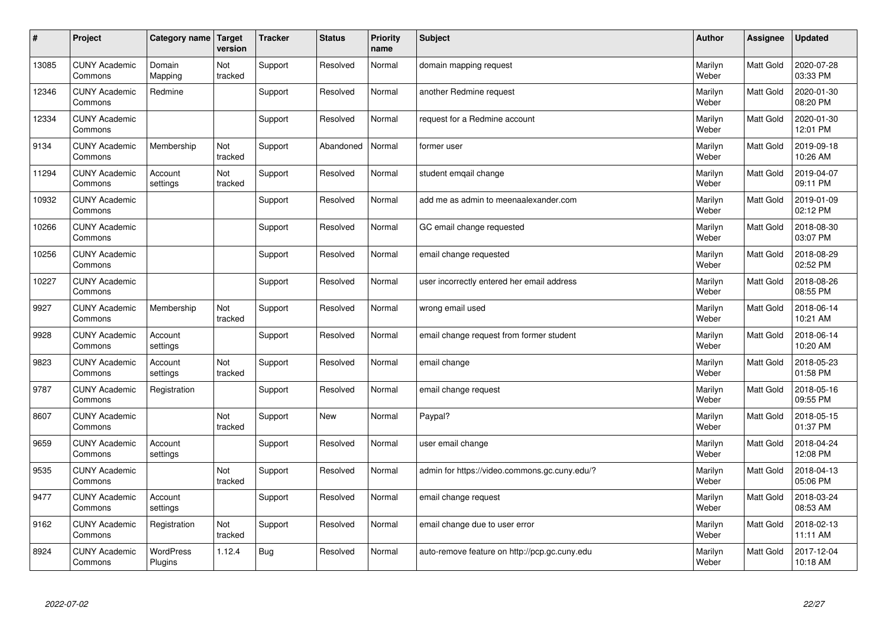| # | Project | Category name | Target version | Tracker | Status | Priority name | Subject | Author | Assignee | Updated |
|---|---|---|---|---|---|---|---|---|---|---|
| 13085 | CUNY Academic Commons | Domain Mapping | Not tracked | Support | Resolved | Normal | domain mapping request | Marilyn Weber | Matt Gold | 2020-07-28 03:33 PM |
| 12346 | CUNY Academic Commons | Redmine | | Support | Resolved | Normal | another Redmine request | Marilyn Weber | Matt Gold | 2020-01-30 08:20 PM |
| 12334 | CUNY Academic Commons | | | Support | Resolved | Normal | request for a Redmine account | Marilyn Weber | Matt Gold | 2020-01-30 12:01 PM |
| 9134 | CUNY Academic Commons | Membership | Not tracked | Support | Abandoned | Normal | former user | Marilyn Weber | Matt Gold | 2019-09-18 10:26 AM |
| 11294 | CUNY Academic Commons | Account settings | Not tracked | Support | Resolved | Normal | student emqail change | Marilyn Weber | Matt Gold | 2019-04-07 09:11 PM |
| 10932 | CUNY Academic Commons | | | Support | Resolved | Normal | add me as admin to meenaalexander.com | Marilyn Weber | Matt Gold | 2019-01-09 02:12 PM |
| 10266 | CUNY Academic Commons | | | Support | Resolved | Normal | GC email change requested | Marilyn Weber | Matt Gold | 2018-08-30 03:07 PM |
| 10256 | CUNY Academic Commons | | | Support | Resolved | Normal | email change requested | Marilyn Weber | Matt Gold | 2018-08-29 02:52 PM |
| 10227 | CUNY Academic Commons | | | Support | Resolved | Normal | user incorrectly entered her email address | Marilyn Weber | Matt Gold | 2018-08-26 08:55 PM |
| 9927 | CUNY Academic Commons | Membership | Not tracked | Support | Resolved | Normal | wrong email used | Marilyn Weber | Matt Gold | 2018-06-14 10:21 AM |
| 9928 | CUNY Academic Commons | Account settings | | Support | Resolved | Normal | email change request from former student | Marilyn Weber | Matt Gold | 2018-06-14 10:20 AM |
| 9823 | CUNY Academic Commons | Account settings | Not tracked | Support | Resolved | Normal | email change | Marilyn Weber | Matt Gold | 2018-05-23 01:58 PM |
| 9787 | CUNY Academic Commons | Registration | | Support | Resolved | Normal | email change request | Marilyn Weber | Matt Gold | 2018-05-16 09:55 PM |
| 8607 | CUNY Academic Commons | | Not tracked | Support | New | Normal | Paypal? | Marilyn Weber | Matt Gold | 2018-05-15 01:37 PM |
| 9659 | CUNY Academic Commons | Account settings | | Support | Resolved | Normal | user email change | Marilyn Weber | Matt Gold | 2018-04-24 12:08 PM |
| 9535 | CUNY Academic Commons | | Not tracked | Support | Resolved | Normal | admin for https://video.commons.gc.cuny.edu/? | Marilyn Weber | Matt Gold | 2018-04-13 05:06 PM |
| 9477 | CUNY Academic Commons | Account settings | | Support | Resolved | Normal | email change request | Marilyn Weber | Matt Gold | 2018-03-24 08:53 AM |
| 9162 | CUNY Academic Commons | Registration | Not tracked | Support | Resolved | Normal | email change due to user error | Marilyn Weber | Matt Gold | 2018-02-13 11:11 AM |
| 8924 | CUNY Academic Commons | WordPress Plugins | 1.12.4 | Bug | Resolved | Normal | auto-remove feature on http://pcp.gc.cuny.edu | Marilyn Weber | Matt Gold | 2017-12-04 10:18 AM |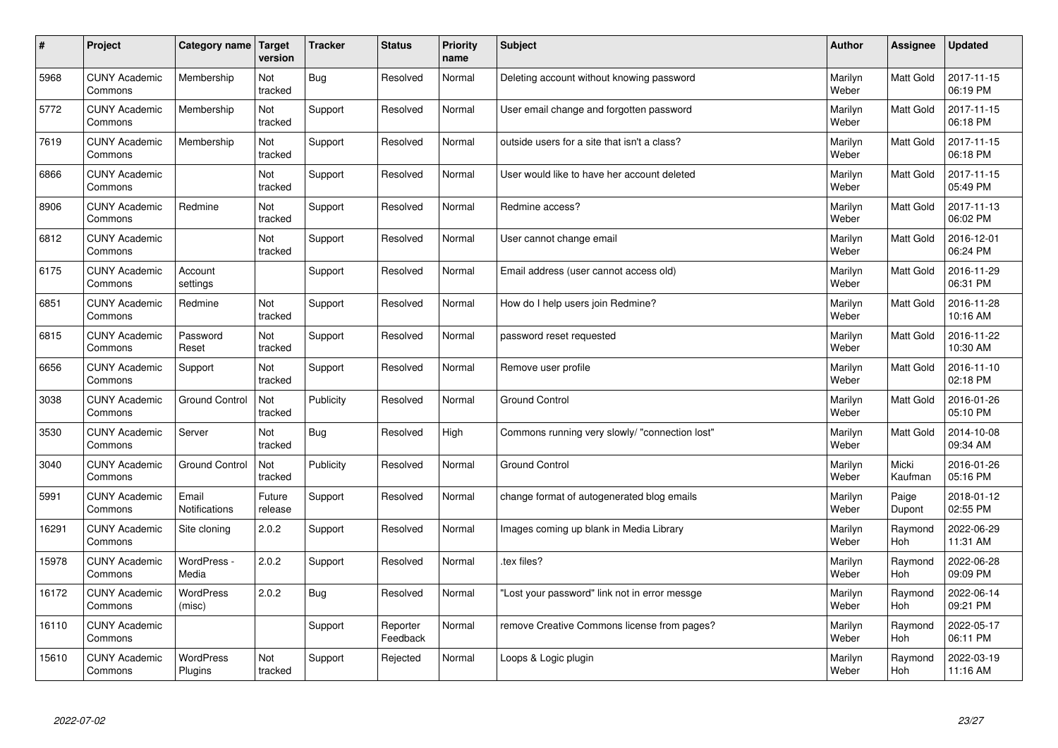| # | Project | Category name | Target version | Tracker | Status | Priority name | Subject | Author | Assignee | Updated |
|---|---|---|---|---|---|---|---|---|---|---|
| 5968 | CUNY Academic Commons | Membership | Not tracked | Bug | Resolved | Normal | Deleting account without knowing password | Marilyn Weber | Matt Gold | 2017-11-15 06:19 PM |
| 5772 | CUNY Academic Commons | Membership | Not tracked | Support | Resolved | Normal | User email change and forgotten password | Marilyn Weber | Matt Gold | 2017-11-15 06:18 PM |
| 7619 | CUNY Academic Commons | Membership | Not tracked | Support | Resolved | Normal | outside users for a site that isn't a class? | Marilyn Weber | Matt Gold | 2017-11-15 06:18 PM |
| 6866 | CUNY Academic Commons | | Not tracked | Support | Resolved | Normal | User would like to have her account deleted | Marilyn Weber | Matt Gold | 2017-11-15 05:49 PM |
| 8906 | CUNY Academic Commons | Redmine | Not tracked | Support | Resolved | Normal | Redmine access? | Marilyn Weber | Matt Gold | 2017-11-13 06:02 PM |
| 6812 | CUNY Academic Commons | | Not tracked | Support | Resolved | Normal | User cannot change email | Marilyn Weber | Matt Gold | 2016-12-01 06:24 PM |
| 6175 | CUNY Academic Commons | Account settings | | Support | Resolved | Normal | Email address (user cannot access old) | Marilyn Weber | Matt Gold | 2016-11-29 06:31 PM |
| 6851 | CUNY Academic Commons | Redmine | Not tracked | Support | Resolved | Normal | How do I help users join Redmine? | Marilyn Weber | Matt Gold | 2016-11-28 10:16 AM |
| 6815 | CUNY Academic Commons | Password Reset | Not tracked | Support | Resolved | Normal | password reset requested | Marilyn Weber | Matt Gold | 2016-11-22 10:30 AM |
| 6656 | CUNY Academic Commons | Support | Not tracked | Support | Resolved | Normal | Remove user profile | Marilyn Weber | Matt Gold | 2016-11-10 02:18 PM |
| 3038 | CUNY Academic Commons | Ground Control | Not tracked | Publicity | Resolved | Normal | Ground Control | Marilyn Weber | Matt Gold | 2016-01-26 05:10 PM |
| 3530 | CUNY Academic Commons | Server | Not tracked | Bug | Resolved | High | Commons running very slowly/ "connection lost" | Marilyn Weber | Matt Gold | 2014-10-08 09:34 AM |
| 3040 | CUNY Academic Commons | Ground Control | Not tracked | Publicity | Resolved | Normal | Ground Control | Marilyn Weber | Micki Kaufman | 2016-01-26 05:16 PM |
| 5991 | CUNY Academic Commons | Email Notifications | Future release | Support | Resolved | Normal | change format of autogenerated blog emails | Marilyn Weber | Paige Dupont | 2018-01-12 02:55 PM |
| 16291 | CUNY Academic Commons | Site cloning | 2.0.2 | Support | Resolved | Normal | Images coming up blank in Media Library | Marilyn Weber | Raymond Hoh | 2022-06-29 11:31 AM |
| 15978 | CUNY Academic Commons | WordPress - Media | 2.0.2 | Support | Resolved | Normal | .tex files? | Marilyn Weber | Raymond Hoh | 2022-06-28 09:09 PM |
| 16172 | CUNY Academic Commons | WordPress (misc) | 2.0.2 | Bug | Resolved | Normal | "Lost your password" link not in error messge | Marilyn Weber | Raymond Hoh | 2022-06-14 09:21 PM |
| 16110 | CUNY Academic Commons | | | Support | Reporter Feedback | Normal | remove Creative Commons license from pages? | Marilyn Weber | Raymond Hoh | 2022-05-17 06:11 PM |
| 15610 | CUNY Academic Commons | WordPress Plugins | Not tracked | Support | Rejected | Normal | Loops & Logic plugin | Marilyn Weber | Raymond Hoh | 2022-03-19 11:16 AM |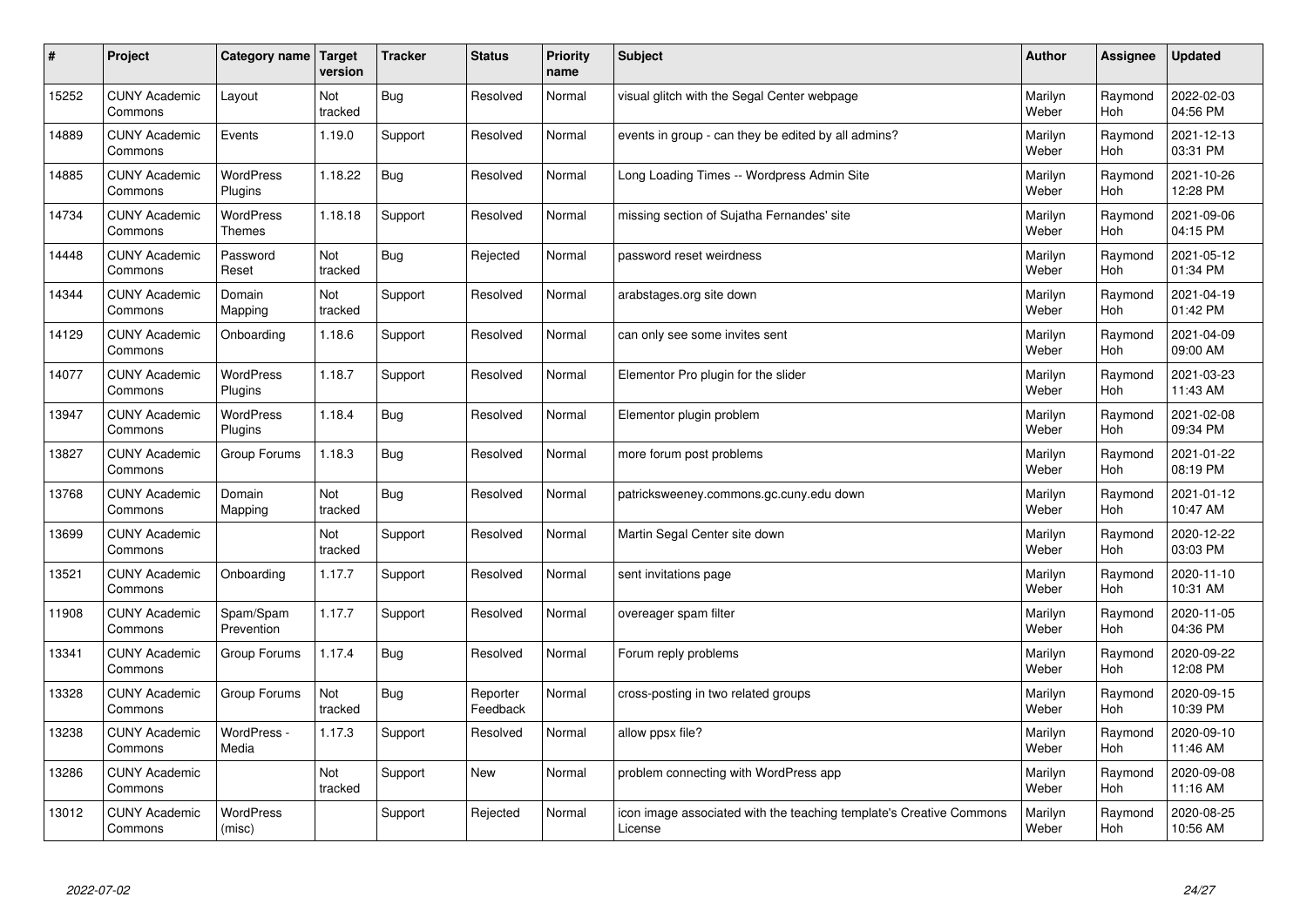| # | Project | Category name | Target version | Tracker | Status | Priority name | Subject | Author | Assignee | Updated |
|---|---|---|---|---|---|---|---|---|---|---|
| 15252 | CUNY Academic Commons | Layout | Not tracked | Bug | Resolved | Normal | visual glitch with the Segal Center webpage | Marilyn Weber | Raymond Hoh | 2022-02-03 04:56 PM |
| 14889 | CUNY Academic Commons | Events | 1.19.0 | Support | Resolved | Normal | events in group - can they be edited by all admins? | Marilyn Weber | Raymond Hoh | 2021-12-13 03:31 PM |
| 14885 | CUNY Academic Commons | WordPress Plugins | 1.18.22 | Bug | Resolved | Normal | Long Loading Times -- Wordpress Admin Site | Marilyn Weber | Raymond Hoh | 2021-10-26 12:28 PM |
| 14734 | CUNY Academic Commons | WordPress Themes | 1.18.18 | Support | Resolved | Normal | missing section of Sujatha Fernandes' site | Marilyn Weber | Raymond Hoh | 2021-09-06 04:15 PM |
| 14448 | CUNY Academic Commons | Password Reset | Not tracked | Bug | Rejected | Normal | password reset weirdness | Marilyn Weber | Raymond Hoh | 2021-05-12 01:34 PM |
| 14344 | CUNY Academic Commons | Domain Mapping | Not tracked | Support | Resolved | Normal | arabstages.org site down | Marilyn Weber | Raymond Hoh | 2021-04-19 01:42 PM |
| 14129 | CUNY Academic Commons | Onboarding | 1.18.6 | Support | Resolved | Normal | can only see some invites sent | Marilyn Weber | Raymond Hoh | 2021-04-09 09:00 AM |
| 14077 | CUNY Academic Commons | WordPress Plugins | 1.18.7 | Support | Resolved | Normal | Elementor Pro plugin for the slider | Marilyn Weber | Raymond Hoh | 2021-03-23 11:43 AM |
| 13947 | CUNY Academic Commons | WordPress Plugins | 1.18.4 | Bug | Resolved | Normal | Elementor plugin problem | Marilyn Weber | Raymond Hoh | 2021-02-08 09:34 PM |
| 13827 | CUNY Academic Commons | Group Forums | 1.18.3 | Bug | Resolved | Normal | more forum post problems | Marilyn Weber | Raymond Hoh | 2021-01-22 08:19 PM |
| 13768 | CUNY Academic Commons | Domain Mapping | Not tracked | Bug | Resolved | Normal | patricksweeney.commons.gc.cuny.edu down | Marilyn Weber | Raymond Hoh | 2021-01-12 10:47 AM |
| 13699 | CUNY Academic Commons | | Not tracked | Support | Resolved | Normal | Martin Segal Center site down | Marilyn Weber | Raymond Hoh | 2020-12-22 03:03 PM |
| 13521 | CUNY Academic Commons | Onboarding | 1.17.7 | Support | Resolved | Normal | sent invitations page | Marilyn Weber | Raymond Hoh | 2020-11-10 10:31 AM |
| 11908 | CUNY Academic Commons | Spam/Spam Prevention | 1.17.7 | Support | Resolved | Normal | overeager spam filter | Marilyn Weber | Raymond Hoh | 2020-11-05 04:36 PM |
| 13341 | CUNY Academic Commons | Group Forums | 1.17.4 | Bug | Resolved | Normal | Forum reply problems | Marilyn Weber | Raymond Hoh | 2020-09-22 12:08 PM |
| 13328 | CUNY Academic Commons | Group Forums | Not tracked | Bug | Reporter Feedback | Normal | cross-posting in two related groups | Marilyn Weber | Raymond Hoh | 2020-09-15 10:39 PM |
| 13238 | CUNY Academic Commons | WordPress - Media | 1.17.3 | Support | Resolved | Normal | allow ppsx file? | Marilyn Weber | Raymond Hoh | 2020-09-10 11:46 AM |
| 13286 | CUNY Academic Commons | | Not tracked | Support | New | Normal | problem connecting with WordPress app | Marilyn Weber | Raymond Hoh | 2020-09-08 11:16 AM |
| 13012 | CUNY Academic Commons | WordPress (misc) | | Support | Rejected | Normal | icon image associated with the teaching template's Creative Commons License | Marilyn Weber | Raymond Hoh | 2020-08-25 10:56 AM |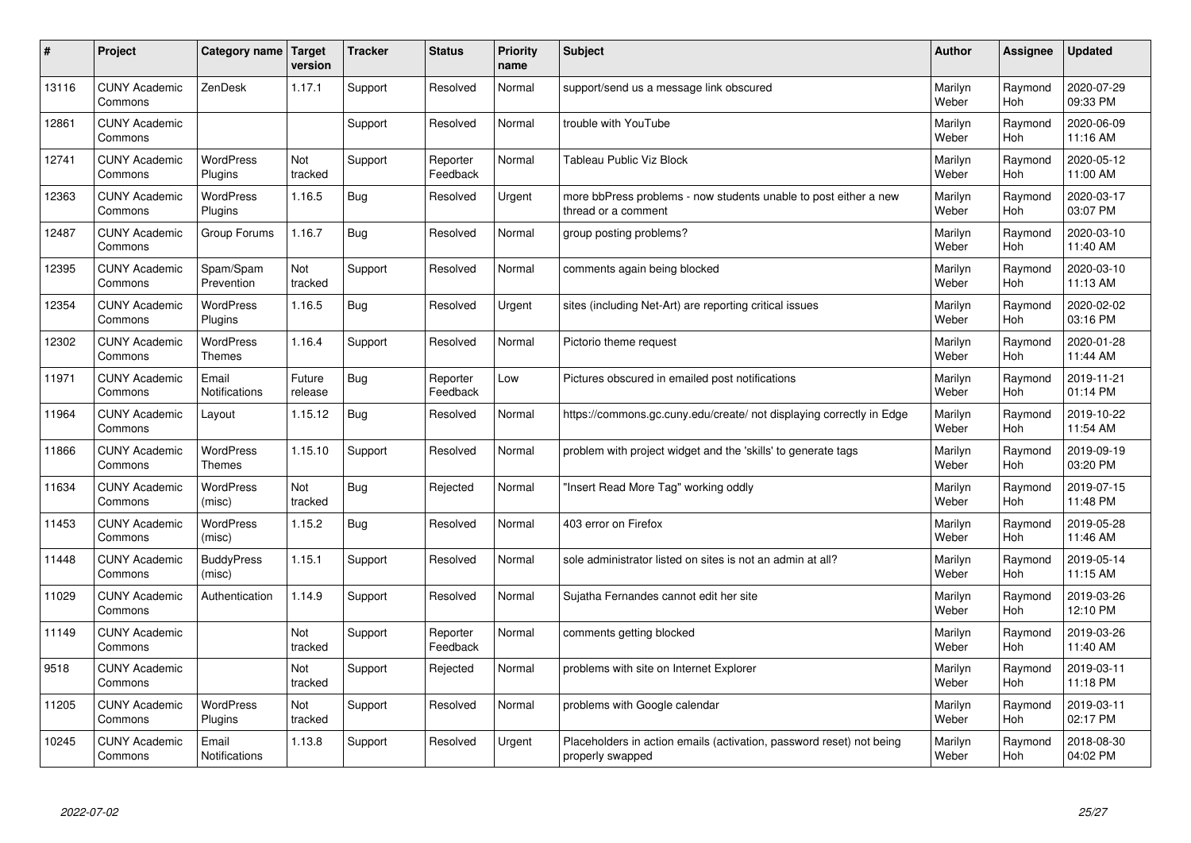| # | Project | Category name | Target version | Tracker | Status | Priority name | Subject | Author | Assignee | Updated |
|---|---|---|---|---|---|---|---|---|---|---|
| 13116 | CUNY Academic Commons | ZenDesk | 1.17.1 | Support | Resolved | Normal | support/send us a message link obscured | Marilyn Weber | Raymond Hoh | 2020-07-29 09:33 PM |
| 12861 | CUNY Academic Commons | | | Support | Resolved | Normal | trouble with YouTube | Marilyn Weber | Raymond Hoh | 2020-06-09 11:16 AM |
| 12741 | CUNY Academic Commons | WordPress Plugins | Not tracked | Support | Reporter Feedback | Normal | Tableau Public Viz Block | Marilyn Weber | Raymond Hoh | 2020-05-12 11:00 AM |
| 12363 | CUNY Academic Commons | WordPress Plugins | 1.16.5 | Bug | Resolved | Urgent | more bbPress problems - now students unable to post either a new thread or a comment | Marilyn Weber | Raymond Hoh | 2020-03-17 03:07 PM |
| 12487 | CUNY Academic Commons | Group Forums | 1.16.7 | Bug | Resolved | Normal | group posting problems? | Marilyn Weber | Raymond Hoh | 2020-03-10 11:40 AM |
| 12395 | CUNY Academic Commons | Spam/Spam Prevention | Not tracked | Support | Resolved | Normal | comments again being blocked | Marilyn Weber | Raymond Hoh | 2020-03-10 11:13 AM |
| 12354 | CUNY Academic Commons | WordPress Plugins | 1.16.5 | Bug | Resolved | Urgent | sites (including Net-Art) are reporting critical issues | Marilyn Weber | Raymond Hoh | 2020-02-02 03:16 PM |
| 12302 | CUNY Academic Commons | WordPress Themes | 1.16.4 | Support | Resolved | Normal | Pictorio theme request | Marilyn Weber | Raymond Hoh | 2020-01-28 11:44 AM |
| 11971 | CUNY Academic Commons | Email Notifications | Future release | Bug | Reporter Feedback | Low | Pictures obscured in emailed post notifications | Marilyn Weber | Raymond Hoh | 2019-11-21 01:14 PM |
| 11964 | CUNY Academic Commons | Layout | 1.15.12 | Bug | Resolved | Normal | https://commons.gc.cuny.edu/create/ not displaying correctly in Edge | Marilyn Weber | Raymond Hoh | 2019-10-22 11:54 AM |
| 11866 | CUNY Academic Commons | WordPress Themes | 1.15.10 | Support | Resolved | Normal | problem with project widget and the 'skills' to generate tags | Marilyn Weber | Raymond Hoh | 2019-09-19 03:20 PM |
| 11634 | CUNY Academic Commons | WordPress (misc) | Not tracked | Bug | Rejected | Normal | "Insert Read More Tag" working oddly | Marilyn Weber | Raymond Hoh | 2019-07-15 11:48 PM |
| 11453 | CUNY Academic Commons | WordPress (misc) | 1.15.2 | Bug | Resolved | Normal | 403 error on Firefox | Marilyn Weber | Raymond Hoh | 2019-05-28 11:46 AM |
| 11448 | CUNY Academic Commons | BuddyPress (misc) | 1.15.1 | Support | Resolved | Normal | sole administrator listed on sites is not an admin at all? | Marilyn Weber | Raymond Hoh | 2019-05-14 11:15 AM |
| 11029 | CUNY Academic Commons | Authentication | 1.14.9 | Support | Resolved | Normal | Sujatha Fernandes cannot edit her site | Marilyn Weber | Raymond Hoh | 2019-03-26 12:10 PM |
| 11149 | CUNY Academic Commons | | Not tracked | Support | Reporter Feedback | Normal | comments getting blocked | Marilyn Weber | Raymond Hoh | 2019-03-26 11:40 AM |
| 9518 | CUNY Academic Commons | | Not tracked | Support | Rejected | Normal | problems with site on Internet Explorer | Marilyn Weber | Raymond Hoh | 2019-03-11 11:18 PM |
| 11205 | CUNY Academic Commons | WordPress Plugins | Not tracked | Support | Resolved | Normal | problems with Google calendar | Marilyn Weber | Raymond Hoh | 2019-03-11 02:17 PM |
| 10245 | CUNY Academic Commons | Email Notifications | 1.13.8 | Support | Resolved | Urgent | Placeholders in action emails (activation, password reset) not being properly swapped | Marilyn Weber | Raymond Hoh | 2018-08-30 04:02 PM |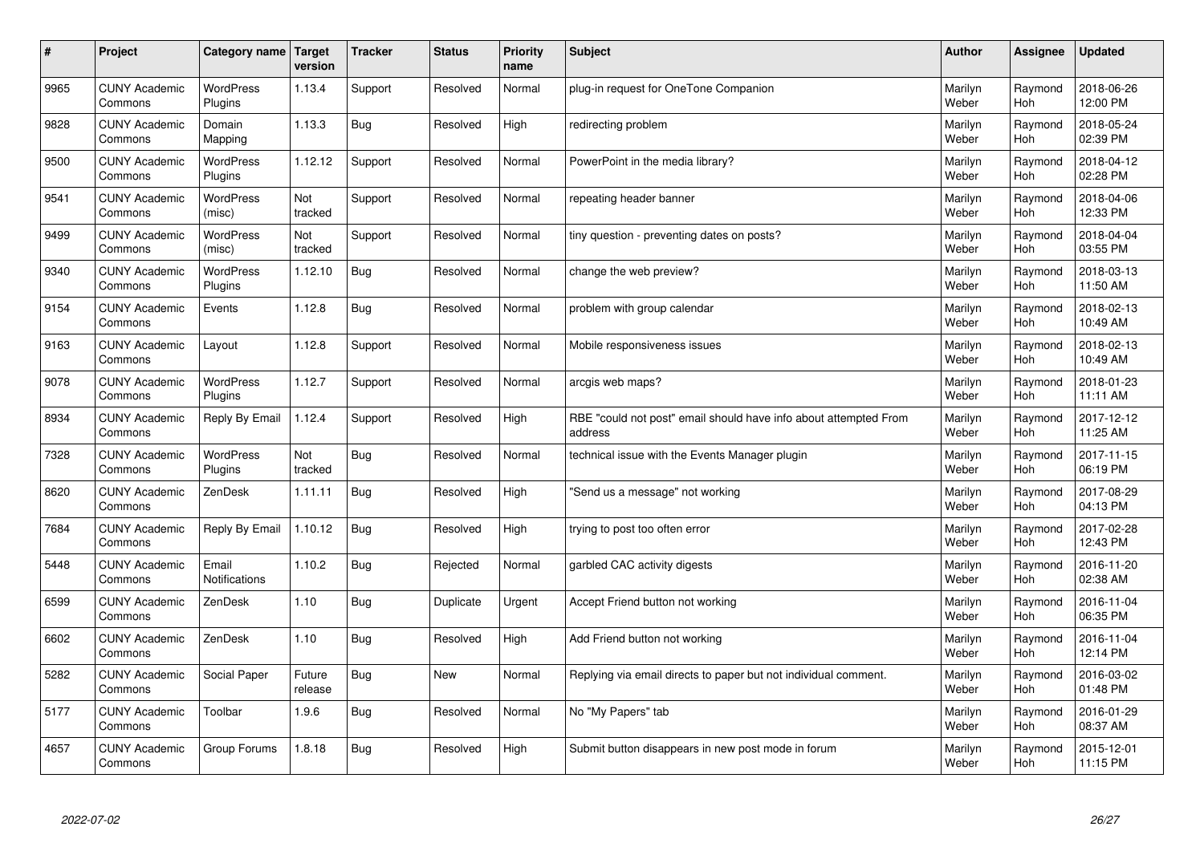| # | Project | Category name | Target version | Tracker | Status | Priority name | Subject | Author | Assignee | Updated |
|---|---|---|---|---|---|---|---|---|---|---|
| 9965 | CUNY Academic Commons | WordPress Plugins | 1.13.4 | Support | Resolved | Normal | plug-in request for OneTone Companion | Marilyn Weber | Raymond Hoh | 2018-06-26 12:00 PM |
| 9828 | CUNY Academic Commons | Domain Mapping | 1.13.3 | Bug | Resolved | High | redirecting problem | Marilyn Weber | Raymond Hoh | 2018-05-24 02:39 PM |
| 9500 | CUNY Academic Commons | WordPress Plugins | 1.12.12 | Support | Resolved | Normal | PowerPoint in the media library? | Marilyn Weber | Raymond Hoh | 2018-04-12 02:28 PM |
| 9541 | CUNY Academic Commons | WordPress (misc) | Not tracked | Support | Resolved | Normal | repeating header banner | Marilyn Weber | Raymond Hoh | 2018-04-06 12:33 PM |
| 9499 | CUNY Academic Commons | WordPress (misc) | Not tracked | Support | Resolved | Normal | tiny question - preventing dates on posts? | Marilyn Weber | Raymond Hoh | 2018-04-04 03:55 PM |
| 9340 | CUNY Academic Commons | WordPress Plugins | 1.12.10 | Bug | Resolved | Normal | change the web preview? | Marilyn Weber | Raymond Hoh | 2018-03-13 11:50 AM |
| 9154 | CUNY Academic Commons | Events | 1.12.8 | Bug | Resolved | Normal | problem with group calendar | Marilyn Weber | Raymond Hoh | 2018-02-13 10:49 AM |
| 9163 | CUNY Academic Commons | Layout | 1.12.8 | Support | Resolved | Normal | Mobile responsiveness issues | Marilyn Weber | Raymond Hoh | 2018-02-13 10:49 AM |
| 9078 | CUNY Academic Commons | WordPress Plugins | 1.12.7 | Support | Resolved | Normal | arcgis web maps? | Marilyn Weber | Raymond Hoh | 2018-01-23 11:11 AM |
| 8934 | CUNY Academic Commons | Reply By Email | 1.12.4 | Support | Resolved | High | RBE "could not post" email should have info about attempted From address | Marilyn Weber | Raymond Hoh | 2017-12-12 11:25 AM |
| 7328 | CUNY Academic Commons | WordPress Plugins | Not tracked | Bug | Resolved | Normal | technical issue with the Events Manager plugin | Marilyn Weber | Raymond Hoh | 2017-11-15 06:19 PM |
| 8620 | CUNY Academic Commons | ZenDesk | 1.11.11 | Bug | Resolved | High | "Send us a message" not working | Marilyn Weber | Raymond Hoh | 2017-08-29 04:13 PM |
| 7684 | CUNY Academic Commons | Reply By Email | 1.10.12 | Bug | Resolved | High | trying to post too often error | Marilyn Weber | Raymond Hoh | 2017-02-28 12:43 PM |
| 5448 | CUNY Academic Commons | Email Notifications | 1.10.2 | Bug | Rejected | Normal | garbled CAC activity digests | Marilyn Weber | Raymond Hoh | 2016-11-20 02:38 AM |
| 6599 | CUNY Academic Commons | ZenDesk | 1.10 | Bug | Duplicate | Urgent | Accept Friend button not working | Marilyn Weber | Raymond Hoh | 2016-11-04 06:35 PM |
| 6602 | CUNY Academic Commons | ZenDesk | 1.10 | Bug | Resolved | High | Add Friend button not working | Marilyn Weber | Raymond Hoh | 2016-11-04 12:14 PM |
| 5282 | CUNY Academic Commons | Social Paper | Future release | Bug | New | Normal | Replying via email directs to paper but not individual comment. | Marilyn Weber | Raymond Hoh | 2016-03-02 01:48 PM |
| 5177 | CUNY Academic Commons | Toolbar | 1.9.6 | Bug | Resolved | Normal | No "My Papers" tab | Marilyn Weber | Raymond Hoh | 2016-01-29 08:37 AM |
| 4657 | CUNY Academic Commons | Group Forums | 1.8.18 | Bug | Resolved | High | Submit button disappears in new post mode in forum | Marilyn Weber | Raymond Hoh | 2015-12-01 11:15 PM |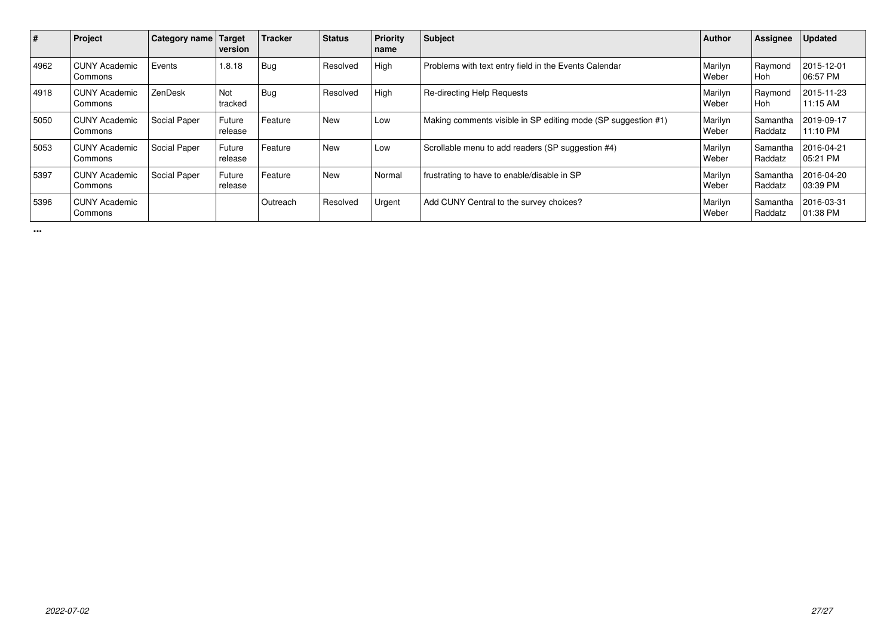| # | Project | Category name | Target version | Tracker | Status | Priority name | Subject | Author | Assignee | Updated |
|---|---|---|---|---|---|---|---|---|---|---|
| 4962 | CUNY Academic Commons | Events | 1.8.18 | Bug | Resolved | High | Problems with text entry field in the Events Calendar | Marilyn Weber | Raymond Hoh | 2015-12-01 06:57 PM |
| 4918 | CUNY Academic Commons | ZenDesk | Not tracked | Bug | Resolved | High | Re-directing Help Requests | Marilyn Weber | Raymond Hoh | 2015-11-23 11:15 AM |
| 5050 | CUNY Academic Commons | Social Paper | Future release | Feature | New | Low | Making comments visible in SP editing mode (SP suggestion #1) | Marilyn Weber | Samantha Raddatz | 2019-09-17 11:10 PM |
| 5053 | CUNY Academic Commons | Social Paper | Future release | Feature | New | Low | Scrollable menu to add readers (SP suggestion #4) | Marilyn Weber | Samantha Raddatz | 2016-04-21 05:21 PM |
| 5397 | CUNY Academic Commons | Social Paper | Future release | Feature | New | Normal | frustrating to have to enable/disable in SP | Marilyn Weber | Samantha Raddatz | 2016-04-20 03:39 PM |
| 5396 | CUNY Academic Commons | | | Outreach | Resolved | Urgent | Add CUNY Central to the survey choices? | Marilyn Weber | Samantha Raddatz | 2016-03-31 01:38 PM |

...